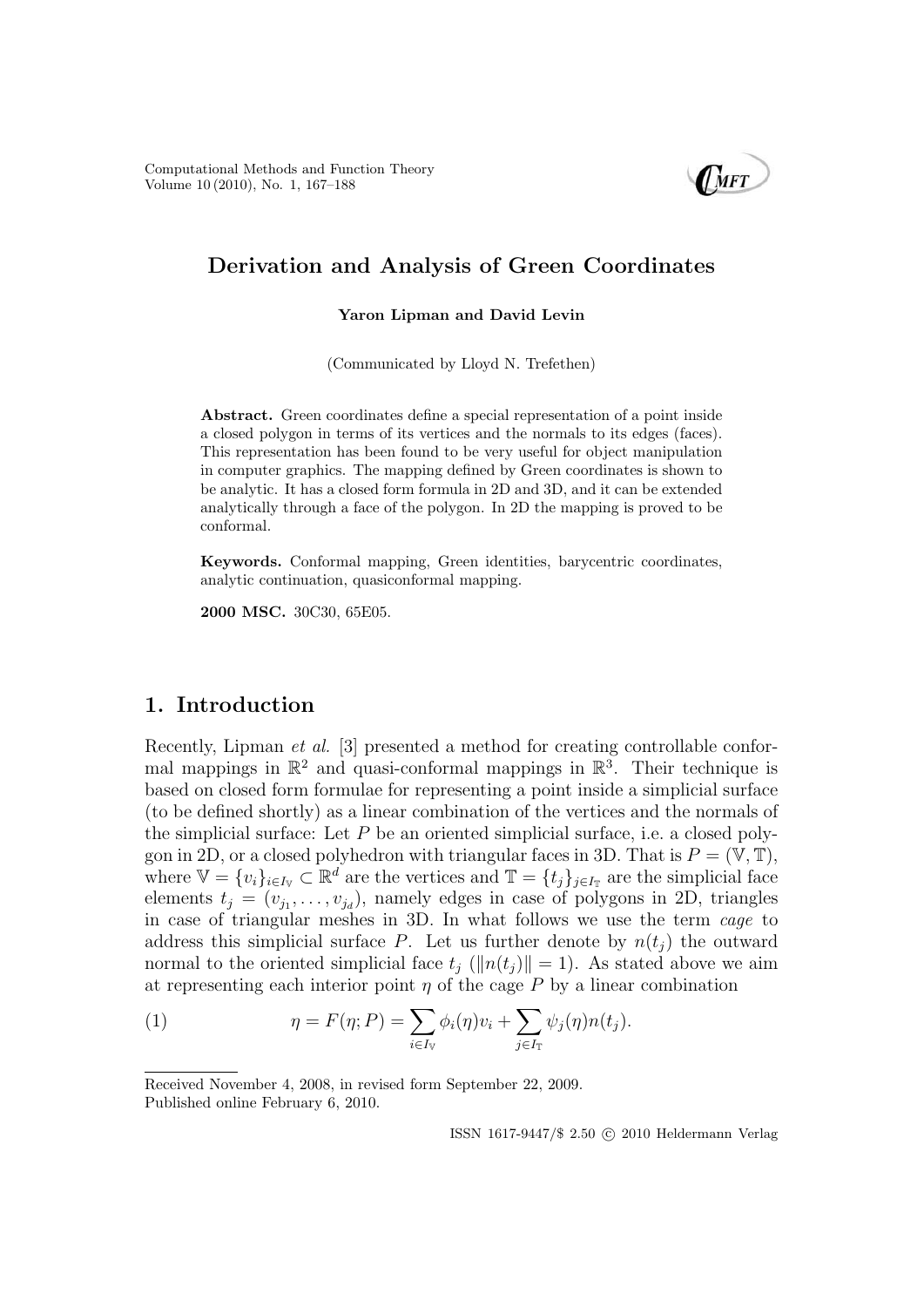# Derivation and Analysis of Green Coordinates

**Yaron Lipman and David Levin**

(Communicated by Lloyd N. Trefethen)

**Abstract.** Green coordinates define a special representation of a point inside a closed polygon in terms of its vertices and the normals to its edges (faces). This representation has been found to be very useful for object manipulation in computer graphics. The mapping defined by Green coordinates is shown to be analytic. It has a closed form formula in 2D and 3D, and it can be extended analytically through a face of the polygon. In 2D the mapping is proved to be conformal.

**Keywords.** Conformal mapping, Green identities, barycentric coordinates, analytic continuation, quasiconformal mapping.

**2000 MSC.** 30C30, 65E05.

## 1. Introduction

Recently, Lipman *et al.* [3] presented a method for creating controllable conformal mappings in $\mathbb{R}^2$ and quasi-conformal mappings in $\mathbb{R}^3$. Their technique is based on closed form formulae for representing a point inside a simplicial surface (to be defined shortly) as a linear combination of the vertices and the normals of the simplicial surface: Let $P$ be an oriented simplicial surface, i.e. a closed polygon in 2D, or a closed polyhedron with triangular faces in 3D. That is $P = (\mathbb{V}, \mathbb{T})$, where $\mathbb{V} = \{v_i\}_{i \in I_\mathbb{V}} \subset \mathbb{R}^d$ are the vertices and $\mathbb{T} = \{t_j\}_{j \in I_\mathbb{T}}$ are the simplicial face elements $t_j = (v_{j_1}, \ldots, v_{j_d})$, namely edges in case of polygons in 2D, triangles in case of triangular meshes in 3D. In what follows we use the term *cage* to address this simplicial surface $P$. Let us further denote by $n(t_j)$ the outward normal to the oriented simplicial face $t_j$ ($\|n(t_j)\| = 1$). As stated above we aim at representing each interior point $\eta$ of the cage $P$ by a linear combination

$$\eta = F(\eta; P) = \sum_{i \in I_\mathbb{V}} \phi_i(\eta) v_i + \sum_{j \in I_\mathbb{T}} \psi_j(\eta) n(t_j). \tag{1}$$

Received November 4, 2008, in revised form September 22, 2009.
Published online February 6, 2010.

ISSN 1617-9447/$ 2.50 © 2010 Heldermann Verlag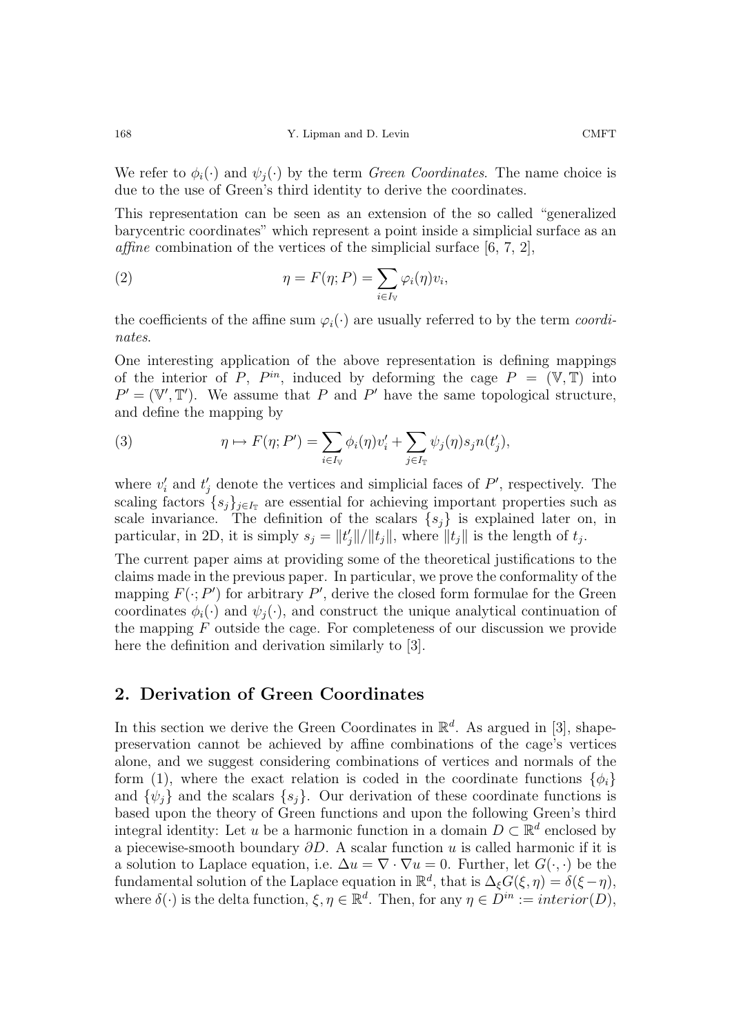We refer to $\phi_i(\cdot)$ and $\psi_j(\cdot)$ by the term *Green Coordinates*. The name choice is due to the use of Green's third identity to derive the coordinates.

This representation can be seen as an extension of the so called "generalized barycentric coordinates" which represent a point inside a simplicial surface as an *affine* combination of the vertices of the simplicial surface [6, 7, 2],

$$\eta = F(\eta; P) = \sum_{i \in I_{\mathbb{V}}} \varphi_i(\eta) v_i, \tag{2}$$

the coefficients of the affine sum $\varphi_i(\cdot)$ are usually referred to by the term *coordinates*.

One interesting application of the above representation is defining mappings of the interior of $P$, $P^{in}$, induced by deforming the cage $P = (\mathbb{V}, \mathbb{T})$ into $P' = (\mathbb{V}', \mathbb{T}')$. We assume that $P$ and $P'$ have the same topological structure, and define the mapping by

$$\eta \mapsto F(\eta; P') = \sum_{i \in I_{\mathbb{V}}} \phi_i(\eta) v_i' + \sum_{j \in I_{\mathbb{T}}} \psi_j(\eta) s_j n(t_j'), \tag{3}$$

where $v_i'$ and $t_j'$ denote the vertices and simplicial faces of $P'$, respectively. The scaling factors $\{s_j\}_{j \in I_{\mathbb{T}}}$ are essential for achieving important properties such as scale invariance. The definition of the scalars $\{s_j\}$ is explained later on, in particular, in 2D, it is simply $s_j = \|t_j'\| / \|t_j\|$, where $\|t_j\|$ is the length of $t_j$.

The current paper aims at providing some of the theoretical justifications to the claims made in the previous paper. In particular, we prove the conformality of the mapping $F(\cdot; P')$ for arbitrary $P'$, derive the closed form formulae for the Green coordinates $\phi_i(\cdot)$ and $\psi_j(\cdot)$, and construct the unique analytical continuation of the mapping $F$ outside the cage. For completeness of our discussion we provide here the definition and derivation similarly to [3].

## 2. Derivation of Green Coordinates

In this section we derive the Green Coordinates in $\mathbb{R}^d$. As argued in [3], shape-preservation cannot be achieved by affine combinations of the cage's vertices alone, and we suggest considering combinations of vertices and normals of the form (1), where the exact relation is coded in the coordinate functions $\{\phi_i\}$ and $\{\psi_j\}$ and the scalars $\{s_j\}$. Our derivation of these coordinate functions is based upon the theory of Green functions and upon the following Green's third integral identity: Let $u$ be a harmonic function in a domain $D \subset \mathbb{R}^d$ enclosed by a piecewise-smooth boundary $\partial D$. A scalar function $u$ is called harmonic if it is a solution to Laplace equation, i.e. $\Delta u = \nabla \cdot \nabla u = 0$. Further, let $G(\cdot, \cdot)$ be the fundamental solution of the Laplace equation in $\mathbb{R}^d$, that is $\Delta_\xi G(\xi, \eta) = \delta(\xi - \eta)$, where $\delta(\cdot)$ is the delta function, $\xi, \eta \in \mathbb{R}^d$. Then, for any $\eta \in D^{in} := interior(D)$,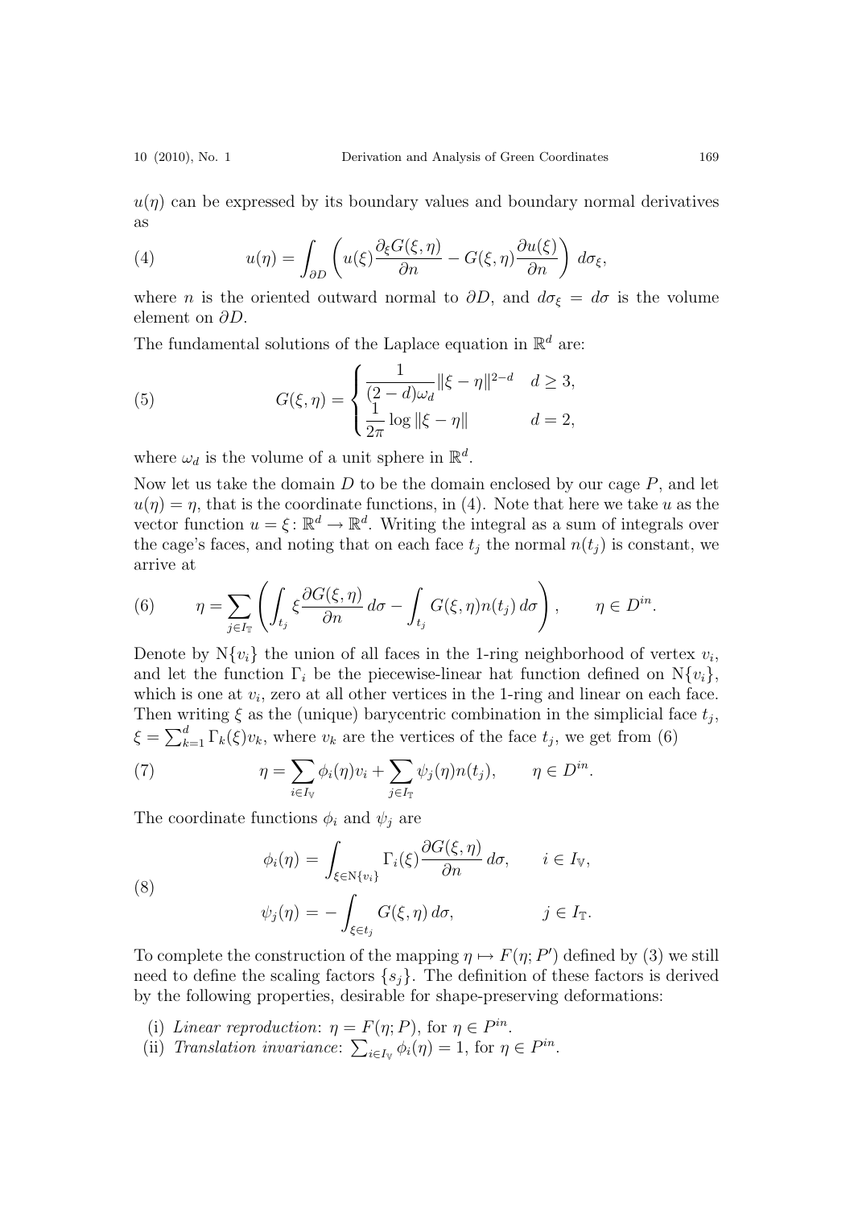$u(\eta)$ can be expressed by its boundary values and boundary normal derivatives as

$$u(\eta) = \int_{\partial D} \left( u(\xi) \frac{\partial_\xi G(\xi, \eta)}{\partial n} - G(\xi, \eta) \frac{\partial u(\xi)}{\partial n} \right) \, d\sigma_\xi, \tag{4}$$

where $n$ is the oriented outward normal to $\partial D$, and $d\sigma_\xi = d\sigma$ is the volume element on $\partial D$.

The fundamental solutions of the Laplace equation in $\mathbb{R}^d$ are:

$$G(\xi, \eta) = \begin{cases} \dfrac{1}{(2-d)\omega_d} \|\xi - \eta\|^{2-d} & d \geq 3, \\ \dfrac{1}{2\pi} \log \|\xi - \eta\| & d = 2, \end{cases} \tag{5}$$

where $\omega_d$ is the volume of a unit sphere in $\mathbb{R}^d$.

Now let us take the domain $D$ to be the domain enclosed by our cage $P$, and let $u(\eta) = \eta$, that is the coordinate functions, in (4). Note that here we take $u$ as the vector function $u = \xi \colon \mathbb{R}^d \to \mathbb{R}^d$. Writing the integral as a sum of integrals over the cage's faces, and noting that on each face $t_j$ the normal $n(t_j)$ is constant, we arrive at

$$\eta = \sum_{j \in I_{\mathbb{T}}} \left( \int_{t_j} \xi \frac{\partial G(\xi, \eta)}{\partial n} \, d\sigma - \int_{t_j} G(\xi, \eta) n(t_j) \, d\sigma \right), \qquad \eta \in D^{in}. \tag{6}$$

Denote by $\mathrm{N}\{v_i\}$ the union of all faces in the 1-ring neighborhood of vertex $v_i$, and let the function $\Gamma_i$ be the piecewise-linear hat function defined on $\mathrm{N}\{v_i\}$, which is one at $v_i$, zero at all other vertices in the 1-ring and linear on each face. Then writing $\xi$ as the (unique) barycentric combination in the simplicial face $t_j$, $\xi = \sum_{k=1}^{d} \Gamma_k(\xi) v_k$, where $v_k$ are the vertices of the face $t_j$, we get from (6)

$$\eta = \sum_{i \in I_{\mathbb{V}}} \phi_i(\eta) v_i + \sum_{j \in I_{\mathbb{T}}} \psi_j(\eta) n(t_j), \qquad \eta \in D^{in}. \tag{7}$$

The coordinate functions $\phi_i$ and $\psi_j$ are

$$\begin{aligned} \phi_i(\eta) &= \int_{\xi \in \mathrm{N}\{v_i\}} \Gamma_i(\xi) \frac{\partial G(\xi, \eta)}{\partial n} \, d\sigma, \qquad i \in I_{\mathbb{V}}, \\ \psi_j(\eta) &= - \int_{\xi \in t_j} G(\xi, \eta) \, d\sigma, \qquad\qquad j \in I_{\mathbb{T}}. \end{aligned} \tag{8}$$

To complete the construction of the mapping $\eta \mapsto F(\eta; P')$ defined by (3) we still need to define the scaling factors $\{s_j\}$. The definition of these factors is derived by the following properties, desirable for shape-preserving deformations:

(i) *Linear reproduction*: $\eta = F(\eta; P)$, for $\eta \in P^{in}$.
(ii) *Translation invariance*: $\sum_{i \in I_{\mathbb{V}}} \phi_i(\eta) = 1$, for $\eta \in P^{in}$.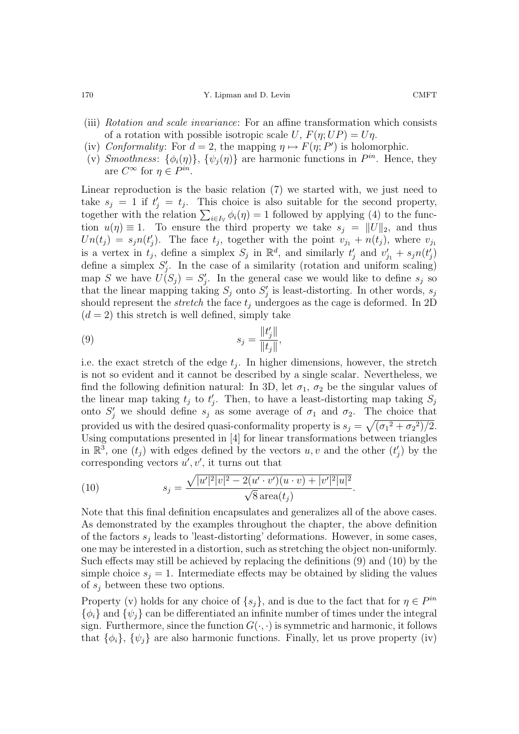(iii) *Rotation and scale invariance*: For an affine transformation which consists of a rotation with possible isotropic scale $U$, $F(\eta; UP) = U\eta$.
(iv) *Conformality*: For $d = 2$, the mapping $\eta \mapsto F(\eta; P')$ is holomorphic.
(v) *Smoothness*: $\{\phi_i(\eta)\}$, $\{\psi_j(\eta)\}$ are harmonic functions in $P^{in}$. Hence, they are $C^\infty$ for $\eta \in P^{in}$.

Linear reproduction is the basic relation (7) we started with, we just need to take $s_j = 1$ if $t'_j = t_j$. This choice is also suitable for the second property, together with the relation $\sum_{i \in I_{\mathbb{V}}} \phi_i(\eta) = 1$ followed by applying (4) to the function $u(\eta) \equiv 1$. To ensure the third property we take $s_j = \|U\|_2$, and thus $Un(t_j) = s_j n(t'_j)$. The face $t_j$, together with the point $v_{j_1} + n(t_j)$, where $v_{j_1}$ is a vertex in $t_j$, define a simplex $S_j$ in $\mathbb{R}^d$, and similarly $t'_j$ and $v'_{j_1} + s_j n(t'_j)$ define a simplex $S'_j$. In the case of a similarity (rotation and uniform scaling) map $S$ we have $U(S_j) = S'_j$. In the general case we would like to define $s_j$ so that the linear mapping taking $S_j$ onto $S'_j$ is least-distorting. In other words, $s_j$ should represent the *stretch* the face $t_j$ undergoes as the cage is deformed. In 2D ($d = 2$) this stretch is well defined, simply take

$$s_j = \frac{\|t'_j\|}{\|t_j\|}, \tag{9}$$

i.e. the exact stretch of the edge $t_j$. In higher dimensions, however, the stretch is not so evident and it cannot be described by a single scalar. Nevertheless, we find the following definition natural: In 3D, let $\sigma_1$, $\sigma_2$ be the singular values of the linear map taking $t_j$ to $t'_j$. Then, to have a least-distorting map taking $S_j$ onto $S'_j$ we should define $s_j$ as some average of $\sigma_1$ and $\sigma_2$. The choice that provided us with the desired quasi-conformality property is $s_j = \sqrt{(\sigma_1{}^2 + \sigma_2{}^2)/2}$. Using computations presented in [4] for linear transformations between triangles in $\mathbb{R}^3$, one ($t_j$) with edges defined by the vectors $u, v$ and the other ($t'_j$) by the corresponding vectors $u', v'$, it turns out that

$$s_j = \frac{\sqrt{|u'|^2|v|^2 - 2(u' \cdot v')(u \cdot v) + |v'|^2|u|^2}}{\sqrt{8}\,\text{area}(t_j)}. \tag{10}$$

Note that this final definition encapsulates and generalizes all of the above cases. As demonstrated by the examples throughout the chapter, the above definition of the factors $s_j$ leads to 'least-distorting' deformations. However, in some cases, one may be interested in a distortion, such as stretching the object non-uniformly. Such effects may still be achieved by replacing the definitions (9) and (10) by the simple choice $s_j = 1$. Intermediate effects may be obtained by sliding the values of $s_j$ between these two options.

Property (v) holds for any choice of $\{s_j\}$, and is due to the fact that for $\eta \in P^{in}$ $\{\phi_i\}$ and $\{\psi_j\}$ can be differentiated an infinite number of times under the integral sign. Furthermore, since the function $G(\cdot, \cdot)$ is symmetric and harmonic, it follows that $\{\phi_i\}$, $\{\psi_j\}$ are also harmonic functions. Finally, let us prove property (iv)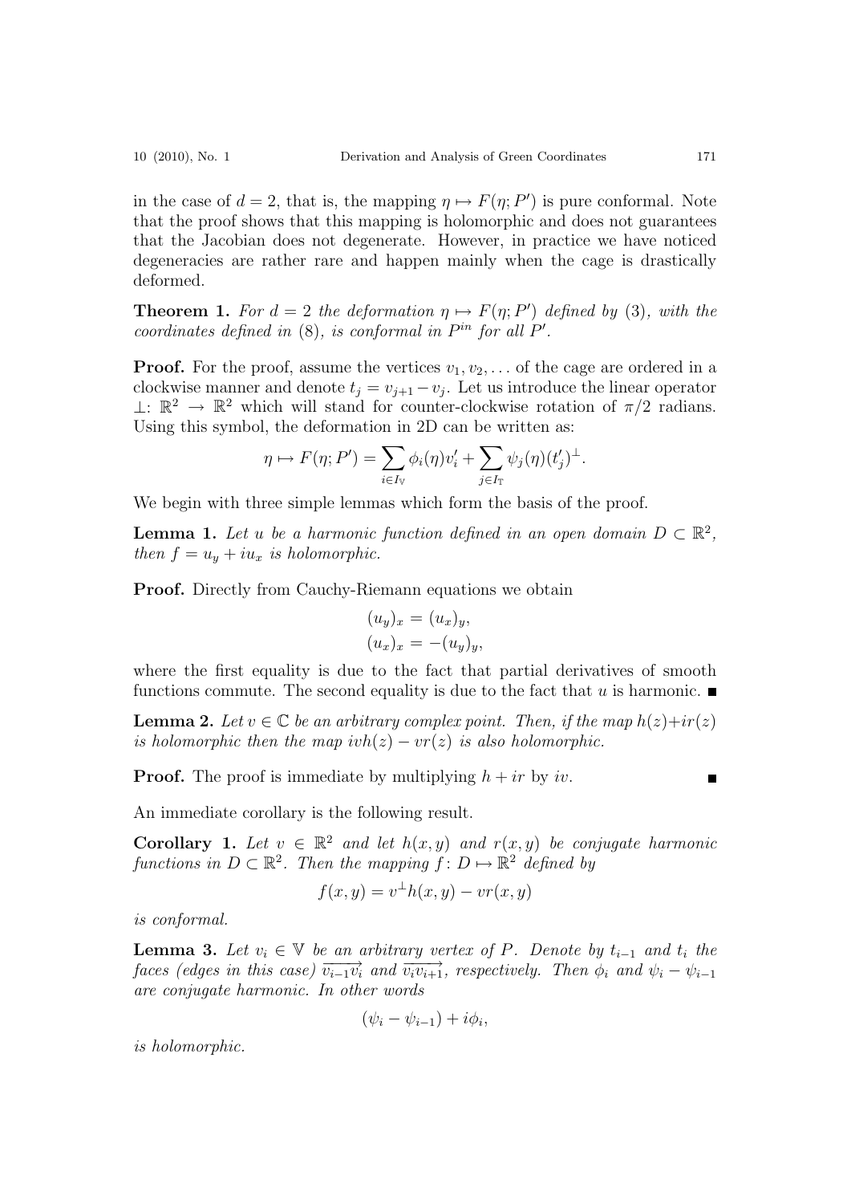in the case of $d = 2$, that is, the mapping $\eta \mapsto F(\eta; P')$ is pure conformal. Note that the proof shows that this mapping is holomorphic and does not guarantees that the Jacobian does not degenerate. However, in practice we have noticed degeneracies are rather rare and happen mainly when the cage is drastically deformed.

**Theorem 1.** *For $d = 2$ the deformation $\eta \mapsto F(\eta; P')$ defined by (3), with the coordinates defined in (8), is conformal in $P^{in}$ for all $P'$.*

**Proof.** For the proof, assume the vertices $v_1, v_2, \ldots$ of the cage are ordered in a clockwise manner and denote $t_j = v_{j+1} - v_j$. Let us introduce the linear operator $\perp\colon \mathbb{R}^2 \to \mathbb{R}^2$ which will stand for counter-clockwise rotation of $\pi/2$ radians. Using this symbol, the deformation in 2D can be written as:

$$\eta \mapsto F(\eta; P') = \sum_{i \in I_{\mathbb{V}}} \phi_i(\eta) v'_i + \sum_{j \in I_{\mathbb{T}}} \psi_j(\eta) (t'_j)^{\perp}.$$

We begin with three simple lemmas which form the basis of the proof.

**Lemma 1.** *Let $u$ be a harmonic function defined in an open domain $D \subset \mathbb{R}^2$, then $f = u_y + i u_x$ is holomorphic.*

**Proof.** Directly from Cauchy-Riemann equations we obtain

$$\begin{aligned}(u_y)_x &= (u_x)_y, \\ (u_x)_x &= -(u_y)_y,\end{aligned}$$

where the first equality is due to the fact that partial derivatives of smooth functions commute. The second equality is due to the fact that $u$ is harmonic. ■

**Lemma 2.** *Let $v \in \mathbb{C}$ be an arbitrary complex point. Then, if the map $h(z)+ir(z)$ is holomorphic then the map $ivh(z) - vr(z)$ is also holomorphic.*

**Proof.** The proof is immediate by multiplying $h + ir$ by $iv$. ■

An immediate corollary is the following result.

**Corollary 1.** *Let $v \in \mathbb{R}^2$ and let $h(x, y)$ and $r(x, y)$ be conjugate harmonic functions in $D \subset \mathbb{R}^2$. Then the mapping $f\colon D \mapsto \mathbb{R}^2$ defined by*

$$f(x, y) = v^{\perp} h(x, y) - v r(x, y)$$

*is conformal.*

**Lemma 3.** *Let $v_i \in \mathbb{V}$ be an arbitrary vertex of $P$. Denote by $t_{i-1}$ and $t_i$ the faces (edges in this case) $\overrightarrow{v_{i-1}v_i}$ and $\overrightarrow{v_i v_{i+1}}$, respectively. Then $\phi_i$ and $\psi_i - \psi_{i-1}$ are conjugate harmonic. In other words*

$$(\psi_i - \psi_{i-1}) + i\phi_i,$$

*is holomorphic.*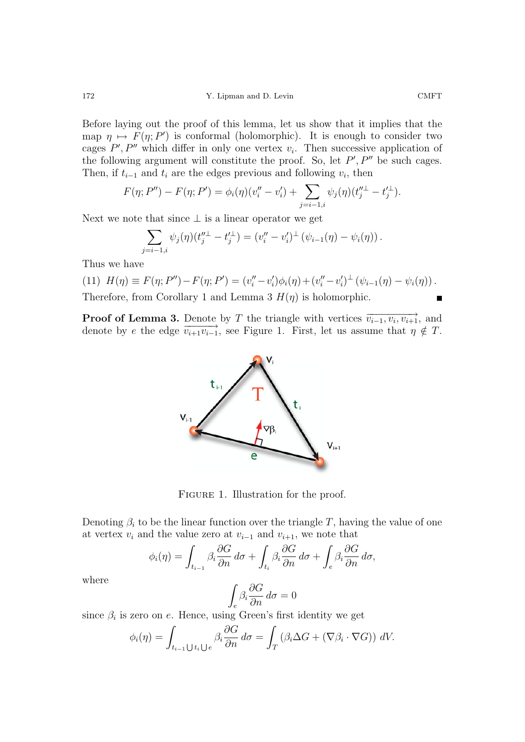Before laying out the proof of this lemma, let us show that it implies that the map $\eta \mapsto F(\eta; P')$ is conformal (holomorphic). It is enough to consider two cages $P', P''$ which differ in only one vertex $v_i$. Then successive application of the following argument will constitute the proof. So, let $P', P''$ be such cages. Then, if $t_{i-1}$ and $t_i$ are the edges previous and following $v_i$, then

$$F(\eta; P'') - F(\eta; P') = \phi_i(\eta)(v_i'' - v_i') + \sum_{j=i-1,i} \psi_j(\eta)(t_j''^{\perp} - t_j'^{\perp}).$$

Next we note that since $\perp$ is a linear operator we get

$$\sum_{j=i-1,i} \psi_j(\eta)(t_j''^{\perp} - t_j'^{\perp}) = (v_i'' - v_i')^{\perp} \left(\psi_{i-1}(\eta) - \psi_i(\eta)\right).$$

Thus we have

$$H(\eta) \equiv F(\eta; P'') - F(\eta; P') = (v_i'' - v_i')\phi_i(\eta) + (v_i'' - v_i')^{\perp} \left(\psi_{i-1}(\eta) - \psi_i(\eta)\right). \tag{11}$$

Therefore, from Corollary 1 and Lemma 3 $H(\eta)$ is holomorphic. ■

**Proof of Lemma 3.** Denote by $T$ the triangle with vertices $\overrightarrow{v_{i-1}, v_i, v_{i+1}}$, and denote by $e$ the edge $\overrightarrow{v_{i+1}v_{i-1}}$, see Figure 1. First, let us assume that $\eta \notin T$.

FIGURE 1. Illustration for the proof.

Denoting $\beta_i$ to be the linear function over the triangle $T$, having the value of one at vertex $v_i$ and the value zero at $v_{i-1}$ and $v_{i+1}$, we note that

$$\phi_i(\eta) = \int_{t_{i-1}} \beta_i \frac{\partial G}{\partial n}\, d\sigma + \int_{t_i} \beta_i \frac{\partial G}{\partial n}\, d\sigma + \int_e \beta_i \frac{\partial G}{\partial n}\, d\sigma,$$

where

$$\int_e \beta_i \frac{\partial G}{\partial n}\, d\sigma = 0$$

since $\beta_i$ is zero on $e$. Hence, using Green's first identity we get

$$\phi_i(\eta) = \int_{t_{i-1} \bigcup t_i \bigcup e} \beta_i \frac{\partial G}{\partial n}\, d\sigma = \int_T \left(\beta_i \Delta G + (\nabla \beta_i \cdot \nabla G)\right)\, dV.$$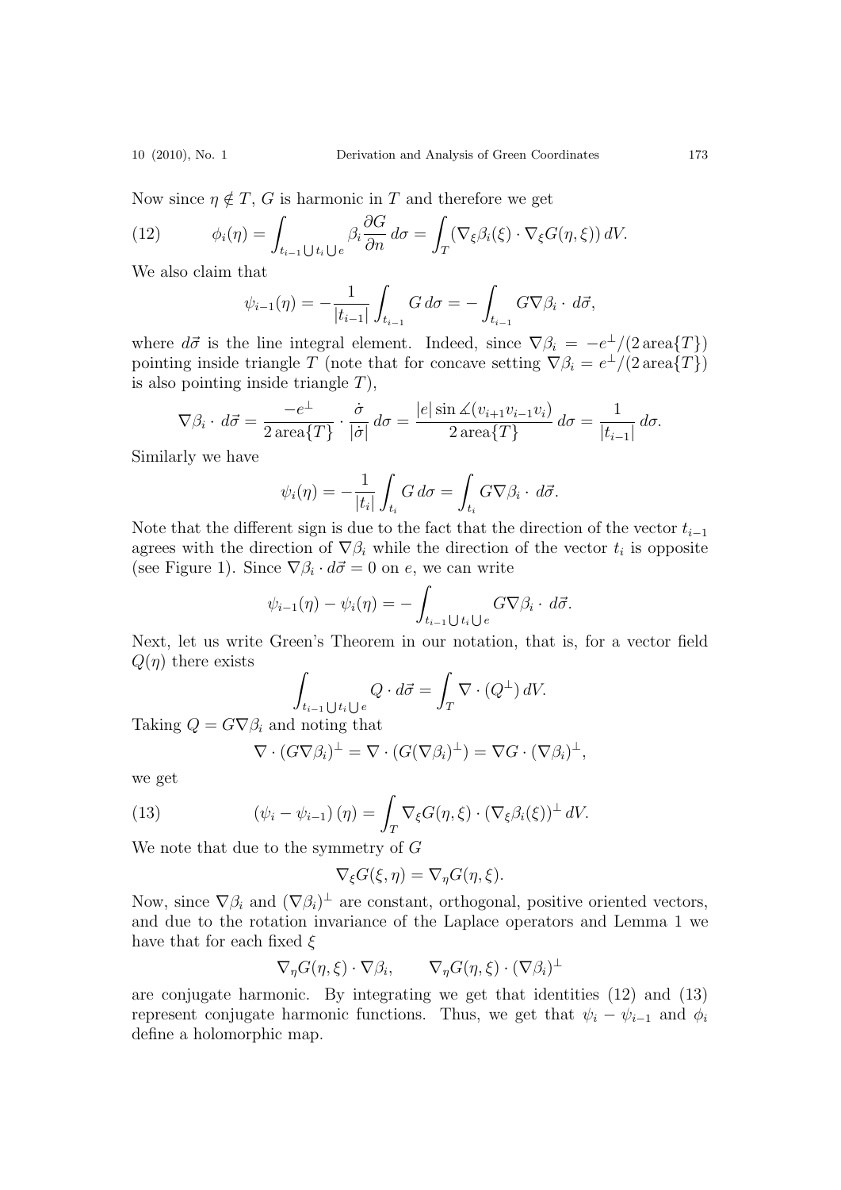Now since $\eta \notin T$, $G$ is harmonic in $T$ and therefore we get

$$\phi_i(\eta) = \int_{t_{i-1} \bigcup t_i \bigcup e} \beta_i \frac{\partial G}{\partial n}\, d\sigma = \int_T (\nabla_\xi \beta_i(\xi) \cdot \nabla_\xi G(\eta, \xi))\, dV. \tag{12}$$

We also claim that

$$\psi_{i-1}(\eta) = -\frac{1}{|t_{i-1}|} \int_{t_{i-1}} G\, d\sigma = -\int_{t_{i-1}} G \nabla \beta_i \cdot\, d\vec{\sigma},$$

where $d\vec{\sigma}$ is the line integral element. Indeed, since $\nabla \beta_i = -e^{\perp}/(2\,\text{area}\{T\})$ pointing inside triangle $T$ (note that for concave setting $\nabla \beta_i = e^{\perp}/(2\,\text{area}\{T\})$ is also pointing inside triangle $T$),

$$\nabla \beta_i \cdot\, d\vec{\sigma} = \frac{-e^{\perp}}{2\,\text{area}\{T\}} \cdot \frac{\dot{\sigma}}{|\dot{\sigma}|}\, d\sigma = \frac{|e| \sin \measuredangle(v_{i+1} v_{i-1} v_i)}{2\,\text{area}\{T\}}\, d\sigma = \frac{1}{|t_{i-1}|}\, d\sigma.$$

Similarly we have

$$\psi_i(\eta) = -\frac{1}{|t_i|} \int_{t_i} G\, d\sigma = \int_{t_i} G \nabla \beta_i \cdot\, d\vec{\sigma}.$$

Note that the different sign is due to the fact that the direction of the vector $t_{i-1}$ agrees with the direction of $\nabla \beta_i$ while the direction of the vector $t_i$ is opposite (see Figure 1). Since $\nabla \beta_i \cdot d\vec{\sigma} = 0$ on $e$, we can write

$$\psi_{i-1}(\eta) - \psi_i(\eta) = -\int_{t_{i-1} \bigcup t_i \bigcup e} G \nabla \beta_i \cdot\, d\vec{\sigma}.$$

Next, let us write Green's Theorem in our notation, that is, for a vector field $Q(\eta)$ there exists

$$\int_{t_{i-1} \bigcup t_i \bigcup e} Q \cdot d\vec{\sigma} = \int_T \nabla \cdot (Q^{\perp})\, dV.$$

Taking $Q = G \nabla \beta_i$ and noting that

$$\nabla \cdot (G \nabla \beta_i)^{\perp} = \nabla \cdot (G (\nabla \beta_i)^{\perp}) = \nabla G \cdot (\nabla \beta_i)^{\perp},$$

we get

$$(\psi_i - \psi_{i-1})(\eta) = \int_T \nabla_\xi G(\eta, \xi) \cdot (\nabla_\xi \beta_i(\xi))^{\perp}\, dV. \tag{13}$$

We note that due to the symmetry of $G$

$$\nabla_\xi G(\xi, \eta) = \nabla_\eta G(\eta, \xi).$$

Now, since $\nabla \beta_i$ and $(\nabla \beta_i)^{\perp}$ are constant, orthogonal, positive oriented vectors, and due to the rotation invariance of the Laplace operators and Lemma 1 we have that for each fixed $\xi$

$$\nabla_\eta G(\eta, \xi) \cdot \nabla \beta_i, \qquad \nabla_\eta G(\eta, \xi) \cdot (\nabla \beta_i)^{\perp}$$

are conjugate harmonic. By integrating we get that identities (12) and (13) represent conjugate harmonic functions. Thus, we get that $\psi_i - \psi_{i-1}$ and $\phi_i$ define a holomorphic map.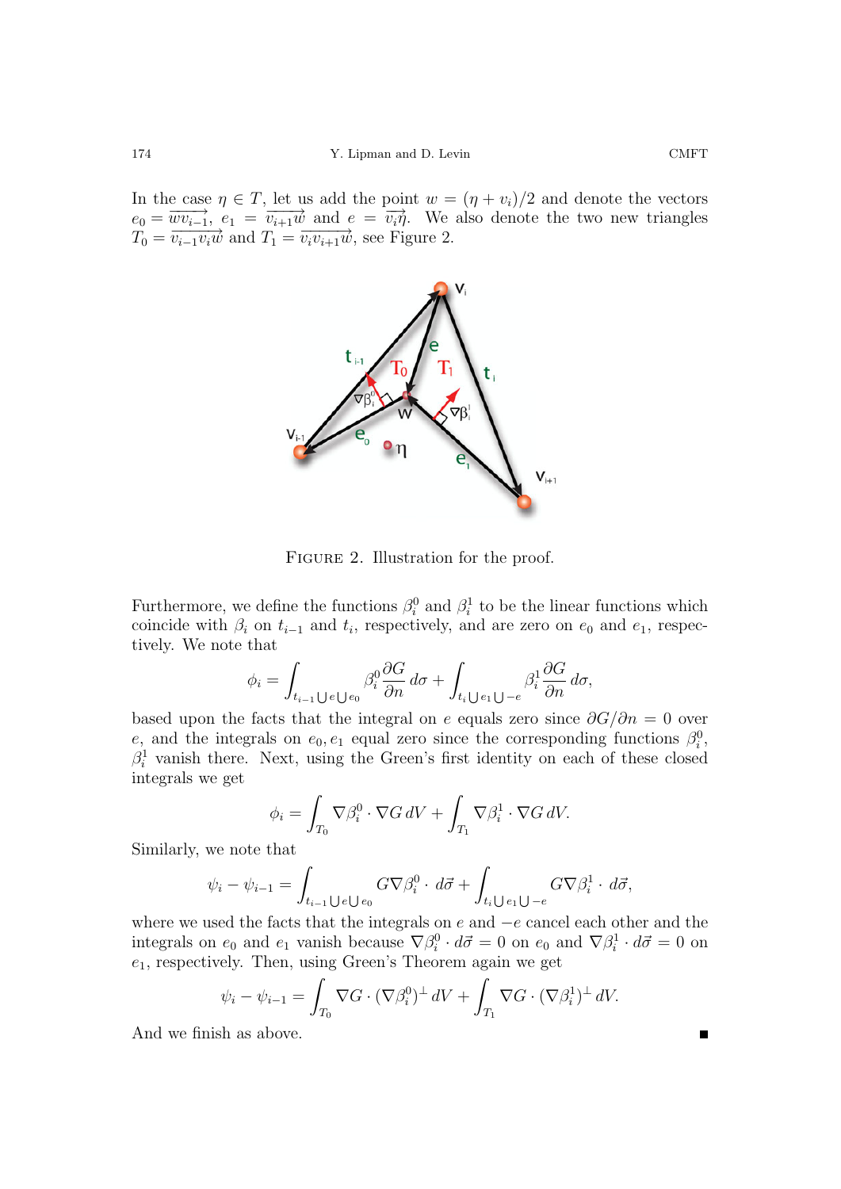In the case $\eta \in T$, let us add the point $w = (\eta + v_i)/2$ and denote the vectors $e_0 = \overrightarrow{wv_{i-1}}$, $e_1 = \overrightarrow{v_{i+1}w}$ and $e = \overrightarrow{v_i\eta}$. We also denote the two new triangles $T_0 = \overrightarrow{v_{i-1}v_iw}$ and $T_1 = \overrightarrow{v_iv_{i+1}w}$, see Figure 2.

Figure 2. Illustration for the proof.

Furthermore, we define the functions $\beta_i^0$ and $\beta_i^1$ to be the linear functions which coincide with $\beta_i$ on $t_{i-1}$ and $t_i$, respectively, and are zero on $e_0$ and $e_1$, respectively. We note that

$$\phi_i = \int_{t_{i-1}\bigcup e \bigcup e_0} \beta_i^0 \frac{\partial G}{\partial n}\, d\sigma + \int_{t_i \bigcup e_1 \bigcup -e} \beta_i^1 \frac{\partial G}{\partial n}\, d\sigma,$$

based upon the facts that the integral on $e$ equals zero since $\partial G/\partial n = 0$ over $e$, and the integrals on $e_0, e_1$ equal zero since the corresponding functions $\beta_i^0$, $\beta_i^1$ vanish there. Next, using the Green's first identity on each of these closed integrals we get

$$\phi_i = \int_{T_0} \nabla\beta_i^0 \cdot \nabla G\, dV + \int_{T_1} \nabla\beta_i^1 \cdot \nabla G\, dV.$$

Similarly, we note that

$$\psi_i - \psi_{i-1} = \int_{t_{i-1}\bigcup e \bigcup e_0} G\nabla\beta_i^0 \cdot d\vec{\sigma} + \int_{t_i \bigcup e_1 \bigcup -e} G\nabla\beta_i^1 \cdot d\vec{\sigma},$$

where we used the facts that the integrals on $e$ and $-e$ cancel each other and the integrals on $e_0$ and $e_1$ vanish because $\nabla\beta_i^0 \cdot d\vec{\sigma} = 0$ on $e_0$ and $\nabla\beta_i^1 \cdot d\vec{\sigma} = 0$ on $e_1$, respectively. Then, using Green's Theorem again we get

$$\psi_i - \psi_{i-1} = \int_{T_0} \nabla G \cdot (\nabla\beta_i^0)^{\perp}\, dV + \int_{T_1} \nabla G \cdot (\nabla\beta_i^1)^{\perp}\, dV.$$

And we finish as above. ∎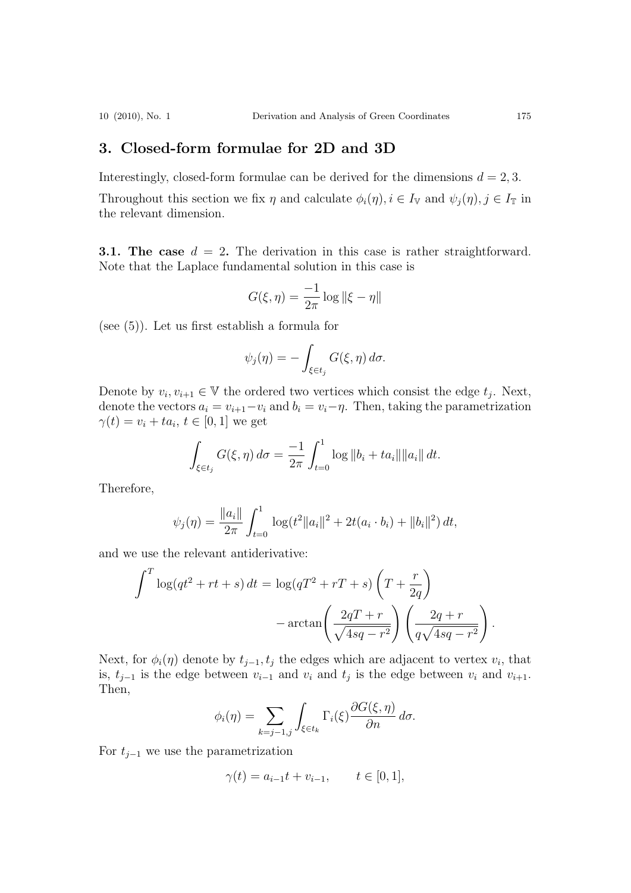## 3. Closed-form formulae for 2D and 3D

Interestingly, closed-form formulae can be derived for the dimensions $d = 2, 3$.

Throughout this section we fix $\eta$ and calculate $\phi_i(\eta), i \in I_{\mathbb{V}}$ and $\psi_j(\eta), j \in I_{\mathbb{T}}$ in the relevant dimension.

**3.1. The case $d = 2$.** The derivation in this case is rather straightforward. Note that the Laplace fundamental solution in this case is

$$G(\xi, \eta) = \frac{-1}{2\pi} \log \|\xi - \eta\|$$

(see (5)). Let us first establish a formula for

$$\psi_j(\eta) = -\int_{\xi \in t_j} G(\xi, \eta)\, d\sigma.$$

Denote by $v_i, v_{i+1} \in \mathbb{V}$ the ordered two vertices which consist the edge $t_j$. Next, denote the vectors $a_i = v_{i+1} - v_i$ and $b_i = v_i - \eta$. Then, taking the parametrization $\gamma(t) = v_i + t a_i$, $t \in [0, 1]$ we get

$$\int_{\xi \in t_j} G(\xi, \eta)\, d\sigma = \frac{-1}{2\pi} \int_{t=0}^{1} \log \|b_i + t a_i\| \|a_i\|\, dt.$$

Therefore,

$$\psi_j(\eta) = \frac{\|a_i\|}{2\pi} \int_{t=0}^{1} \log(t^2 \|a_i\|^2 + 2t(a_i \cdot b_i) + \|b_i\|^2)\, dt,$$

and we use the relevant antiderivative:

$$\int^{T} \log(qt^2 + rt + s)\, dt = \log(qT^2 + rT + s)\left(T + \frac{r}{2q}\right) - \arctan\left(\frac{2qT + r}{\sqrt{4sq - r^2}}\right)\left(\frac{2q + r}{q\sqrt{4sq - r^2}}\right).$$

Next, for $\phi_i(\eta)$ denote by $t_{j-1}, t_j$ the edges which are adjacent to vertex $v_i$, that is, $t_{j-1}$ is the edge between $v_{i-1}$ and $v_i$ and $t_j$ is the edge between $v_i$ and $v_{i+1}$. Then,

$$\phi_i(\eta) = \sum_{k=j-1,j} \int_{\xi \in t_k} \Gamma_i(\xi) \frac{\partial G(\xi, \eta)}{\partial n}\, d\sigma.$$

For $t_{j-1}$ we use the parametrization

$$\gamma(t) = a_{i-1} t + v_{i-1}, \qquad t \in [0, 1],$$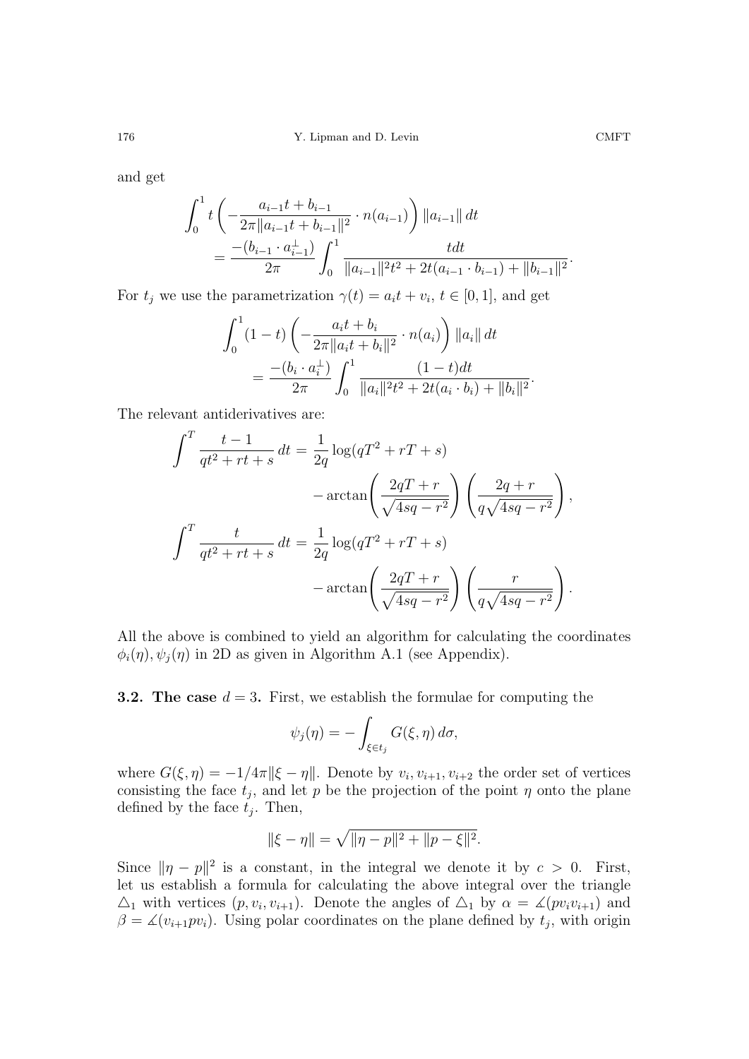and get

$$\int_0^1 t\left(-\frac{a_{i-1}t+b_{i-1}}{2\pi\|a_{i-1}t+b_{i-1}\|^2}\cdot n(a_{i-1})\right)\|a_{i-1}\|\,dt$$
$$=\frac{-(b_{i-1}\cdot a_{i-1}^{\perp})}{2\pi}\int_0^1 \frac{tdt}{\|a_{i-1}\|^2t^2+2t(a_{i-1}\cdot b_{i-1})+\|b_{i-1}\|^2}.$$

For $t_j$ we use the parametrization $\gamma(t)=a_it+v_i$, $t\in[0,1]$, and get

$$\int_0^1 (1-t)\left(-\frac{a_it+b_i}{2\pi\|a_it+b_i\|^2}\cdot n(a_i)\right)\|a_i\|\,dt$$
$$=\frac{-(b_i\cdot a_i^{\perp})}{2\pi}\int_0^1 \frac{(1-t)dt}{\|a_i\|^2t^2+2t(a_i\cdot b_i)+\|b_i\|^2}.$$

The relevant antiderivatives are:

$$\int^T \frac{t-1}{qt^2+rt+s}\,dt=\frac{1}{2q}\log(qT^2+rT+s) - \arctan\left(\frac{2qT+r}{\sqrt{4sq-r^2}}\right)\left(\frac{2q+r}{q\sqrt{4sq-r^2}}\right),$$

$$\int^T \frac{t}{qt^2+rt+s}\,dt=\frac{1}{2q}\log(qT^2+rT+s) - \arctan\left(\frac{2qT+r}{\sqrt{4sq-r^2}}\right)\left(\frac{r}{q\sqrt{4sq-r^2}}\right).$$

All the above is combined to yield an algorithm for calculating the coordinates $\phi_i(\eta),\psi_j(\eta)$ in 2D as given in Algorithm A.1 (see Appendix).

**3.2. The case $d=3$.** First, we establish the formulae for computing the

$$\psi_j(\eta)=-\int_{\xi\in t_j} G(\xi,\eta)\,d\sigma,$$

where $G(\xi,\eta)=-1/4\pi\|\xi-\eta\|$. Denote by $v_i,v_{i+1},v_{i+2}$ the order set of vertices consisting the face $t_j$, and let $p$ be the projection of the point $\eta$ onto the plane defined by the face $t_j$. Then,

$$\|\xi-\eta\|=\sqrt{\|\eta-p\|^2+\|p-\xi\|^2}.$$

Since $\|\eta-p\|^2$ is a constant, in the integral we denote it by $c>0$. First, let us establish a formula for calculating the above integral over the triangle $\triangle_1$ with vertices $(p,v_i,v_{i+1})$. Denote the angles of $\triangle_1$ by $\alpha=\measuredangle(pv_iv_{i+1})$ and $\beta=\measuredangle(v_{i+1}pv_i)$. Using polar coordinates on the plane defined by $t_j$, with origin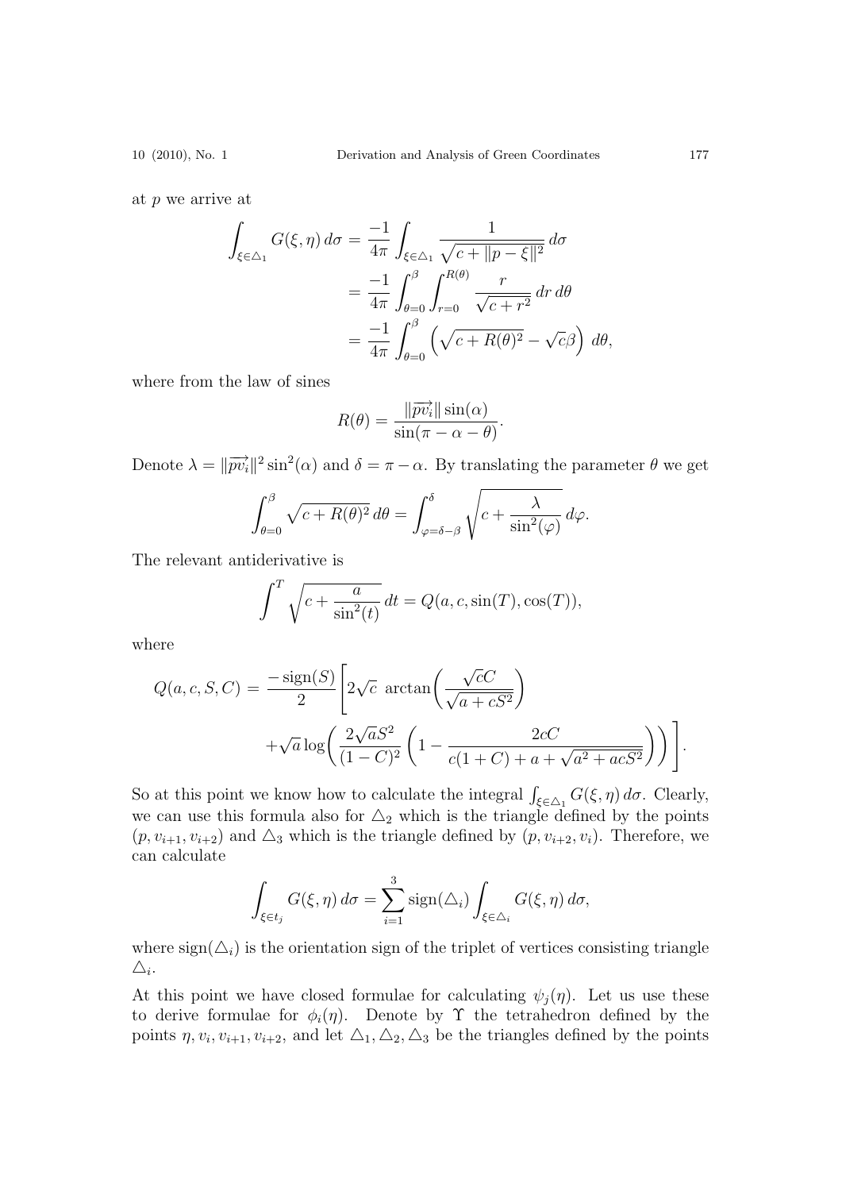at $p$ we arrive at

$$\int_{\xi\in\triangle_1} G(\xi,\eta)\,d\sigma = \frac{-1}{4\pi}\int_{\xi\in\triangle_1}\frac{1}{\sqrt{c+\|p-\xi\|^2}}\,d\sigma$$
$$= \frac{-1}{4\pi}\int_{\theta=0}^{\beta}\int_{r=0}^{R(\theta)}\frac{r}{\sqrt{c+r^2}}\,dr\,d\theta$$
$$= \frac{-1}{4\pi}\int_{\theta=0}^{\beta}\left(\sqrt{c+R(\theta)^2}-\sqrt{c}\beta\right)\,d\theta,$$

where from the law of sines

$$R(\theta) = \frac{\|\overrightarrow{pv_i}\|\sin(\alpha)}{\sin(\pi-\alpha-\theta)}.$$

Denote $\lambda = \|\overrightarrow{pv_i}\|^2\sin^2(\alpha)$ and $\delta = \pi-\alpha$. By translating the parameter $\theta$ we get

$$\int_{\theta=0}^{\beta}\sqrt{c+R(\theta)^2}\,d\theta = \int_{\varphi=\delta-\beta}^{\delta}\sqrt{c+\frac{\lambda}{\sin^2(\varphi)}}\,d\varphi.$$

The relevant antiderivative is

$$\int^{T}\sqrt{c+\frac{a}{\sin^2(t)}}\,dt = Q(a,c,\sin(T),\cos(T)),$$

where

$$Q(a,c,S,C) = \frac{-\operatorname{sign}(S)}{2}\Bigg[2\sqrt{c}\;\arctan\!\left(\frac{\sqrt{c}C}{\sqrt{a+cS^2}}\right)$$
$$+\sqrt{a}\log\!\left(\frac{2\sqrt{a}S^2}{(1-C)^2}\left(1-\frac{2cC}{c(1+C)+a+\sqrt{a^2+acS^2}}\right)\right)\Bigg].$$

So at this point we know how to calculate the integral $\int_{\xi\in\triangle_1} G(\xi,\eta)\,d\sigma$. Clearly, we can use this formula also for $\triangle_2$ which is the triangle defined by the points $(p, v_{i+1}, v_{i+2})$ and $\triangle_3$ which is the triangle defined by $(p, v_{i+2}, v_i)$. Therefore, we can calculate

$$\int_{\xi\in t_j} G(\xi,\eta)\,d\sigma = \sum_{i=1}^{3}\operatorname{sign}(\triangle_i)\int_{\xi\in\triangle_i} G(\xi,\eta)\,d\sigma,$$

where $\operatorname{sign}(\triangle_i)$ is the orientation sign of the triplet of vertices consisting triangle $\triangle_i$.

At this point we have closed formulae for calculating $\psi_j(\eta)$. Let us use these to derive formulae for $\phi_i(\eta)$. Denote by $\Upsilon$ the tetrahedron defined by the points $\eta, v_i, v_{i+1}, v_{i+2}$, and let $\triangle_1, \triangle_2, \triangle_3$ be the triangles defined by the points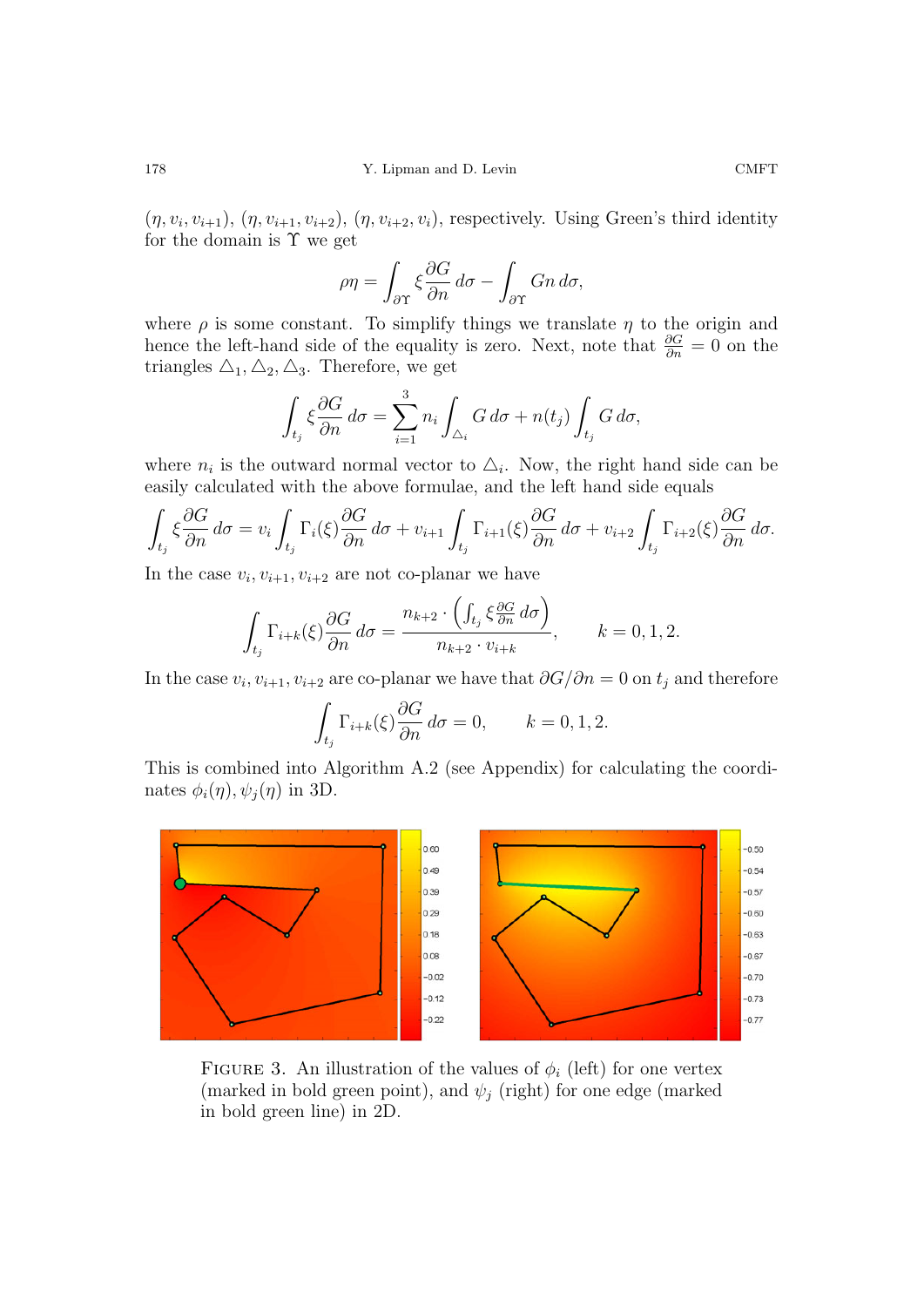$(\eta, v_i, v_{i+1})$, $(\eta, v_{i+1}, v_{i+2})$, $(\eta, v_{i+2}, v_i)$, respectively. Using Green's third identity for the domain is $\Upsilon$ we get

$$\rho\eta = \int_{\partial\Upsilon} \xi \frac{\partial G}{\partial n}\, d\sigma - \int_{\partial\Upsilon} G n\, d\sigma,$$

where $\rho$ is some constant. To simplify things we translate $\eta$ to the origin and hence the left-hand side of the equality is zero. Next, note that $\frac{\partial G}{\partial n} = 0$ on the triangles $\triangle_1, \triangle_2, \triangle_3$. Therefore, we get

$$\int_{t_j} \xi \frac{\partial G}{\partial n}\, d\sigma = \sum_{i=1}^{3} n_i \int_{\triangle_i} G\, d\sigma + n(t_j) \int_{t_j} G\, d\sigma,$$

where $n_i$ is the outward normal vector to $\triangle_i$. Now, the right hand side can be easily calculated with the above formulae, and the left hand side equals

$$\int_{t_j} \xi \frac{\partial G}{\partial n}\, d\sigma = v_i \int_{t_j} \Gamma_i(\xi) \frac{\partial G}{\partial n}\, d\sigma + v_{i+1} \int_{t_j} \Gamma_{i+1}(\xi) \frac{\partial G}{\partial n}\, d\sigma + v_{i+2} \int_{t_j} \Gamma_{i+2}(\xi) \frac{\partial G}{\partial n}\, d\sigma.$$

In the case $v_i, v_{i+1}, v_{i+2}$ are not co-planar we have

$$\int_{t_j} \Gamma_{i+k}(\xi) \frac{\partial G}{\partial n}\, d\sigma = \frac{n_{k+2} \cdot \left( \int_{t_j} \xi \frac{\partial G}{\partial n}\, d\sigma \right)}{n_{k+2} \cdot v_{i+k}}, \qquad k = 0, 1, 2.$$

In the case $v_i, v_{i+1}, v_{i+2}$ are co-planar we have that $\partial G / \partial n = 0$ on $t_j$ and therefore

$$\int_{t_j} \Gamma_{i+k}(\xi) \frac{\partial G}{\partial n}\, d\sigma = 0, \qquad k = 0, 1, 2.$$

This is combined into Algorithm A.2 (see Appendix) for calculating the coordinates $\phi_i(\eta), \psi_j(\eta)$ in 3D.

FIGURE 3. An illustration of the values of $\phi_i$ (left) for one vertex (marked in bold green point), and $\psi_j$ (right) for one edge (marked in bold green line) in 2D.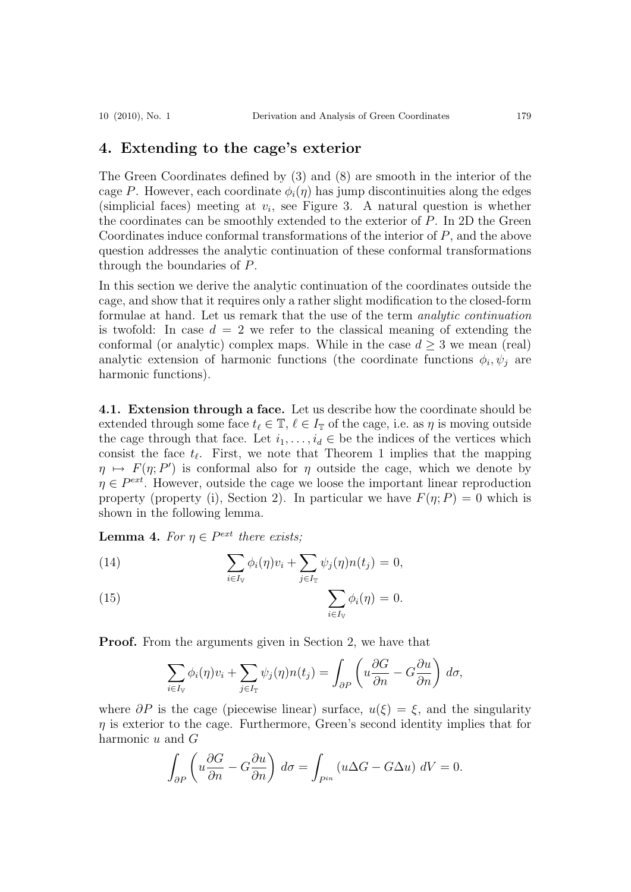## 4. Extending to the cage's exterior

The Green Coordinates defined by (3) and (8) are smooth in the interior of the cage $P$. However, each coordinate $\phi_i(\eta)$ has jump discontinuities along the edges (simplicial faces) meeting at $v_i$, see Figure 3. A natural question is whether the coordinates can be smoothly extended to the exterior of $P$. In 2D the Green Coordinates induce conformal transformations of the interior of $P$, and the above question addresses the analytic continuation of these conformal transformations through the boundaries of $P$.

In this section we derive the analytic continuation of the coordinates outside the cage, and show that it requires only a rather slight modification to the closed-form formulae at hand. Let us remark that the use of the term *analytic continuation* is twofold: In case $d = 2$ we refer to the classical meaning of extending the conformal (or analytic) complex maps. While in the case $d \geq 3$ we mean (real) analytic extension of harmonic functions (the coordinate functions $\phi_i, \psi_j$ are harmonic functions).

**4.1. Extension through a face.** Let us describe how the coordinate should be extended through some face $t_\ell \in \mathbb{T}$, $\ell \in I_\mathbb{T}$ of the cage, i.e. as $\eta$ is moving outside the cage through that face. Let $i_1, \ldots, i_d \in$ be the indices of the vertices which consist the face $t_\ell$. First, we note that Theorem 1 implies that the mapping $\eta \mapsto F(\eta; P')$ is conformal also for $\eta$ outside the cage, which we denote by $\eta \in P^{ext}$. However, outside the cage we loose the important linear reproduction property (property (i), Section 2). In particular we have $F(\eta; P) = 0$ which is shown in the following lemma.

**Lemma 4.** *For $\eta \in P^{ext}$ there exists;*

$$\sum_{i \in I_\mathbb{V}} \phi_i(\eta) v_i + \sum_{j \in I_\mathbb{T}} \psi_j(\eta) n(t_j) = 0, \tag{14}$$

$$\sum_{i \in I_\mathbb{V}} \phi_i(\eta) = 0. \tag{15}$$

**Proof.** From the arguments given in Section 2, we have that

$$\sum_{i \in I_\mathbb{V}} \phi_i(\eta) v_i + \sum_{j \in I_\mathbb{T}} \psi_j(\eta) n(t_j) = \int_{\partial P} \left( u \frac{\partial G}{\partial n} - G \frac{\partial u}{\partial n} \right) d\sigma,$$

where $\partial P$ is the cage (piecewise linear) surface, $u(\xi) = \xi$, and the singularity $\eta$ is exterior to the cage. Furthermore, Green's second identity implies that for harmonic $u$ and $G$

$$\int_{\partial P} \left( u \frac{\partial G}{\partial n} - G \frac{\partial u}{\partial n} \right) d\sigma = \int_{P^{in}} \left( u \Delta G - G \Delta u \right) dV = 0.$$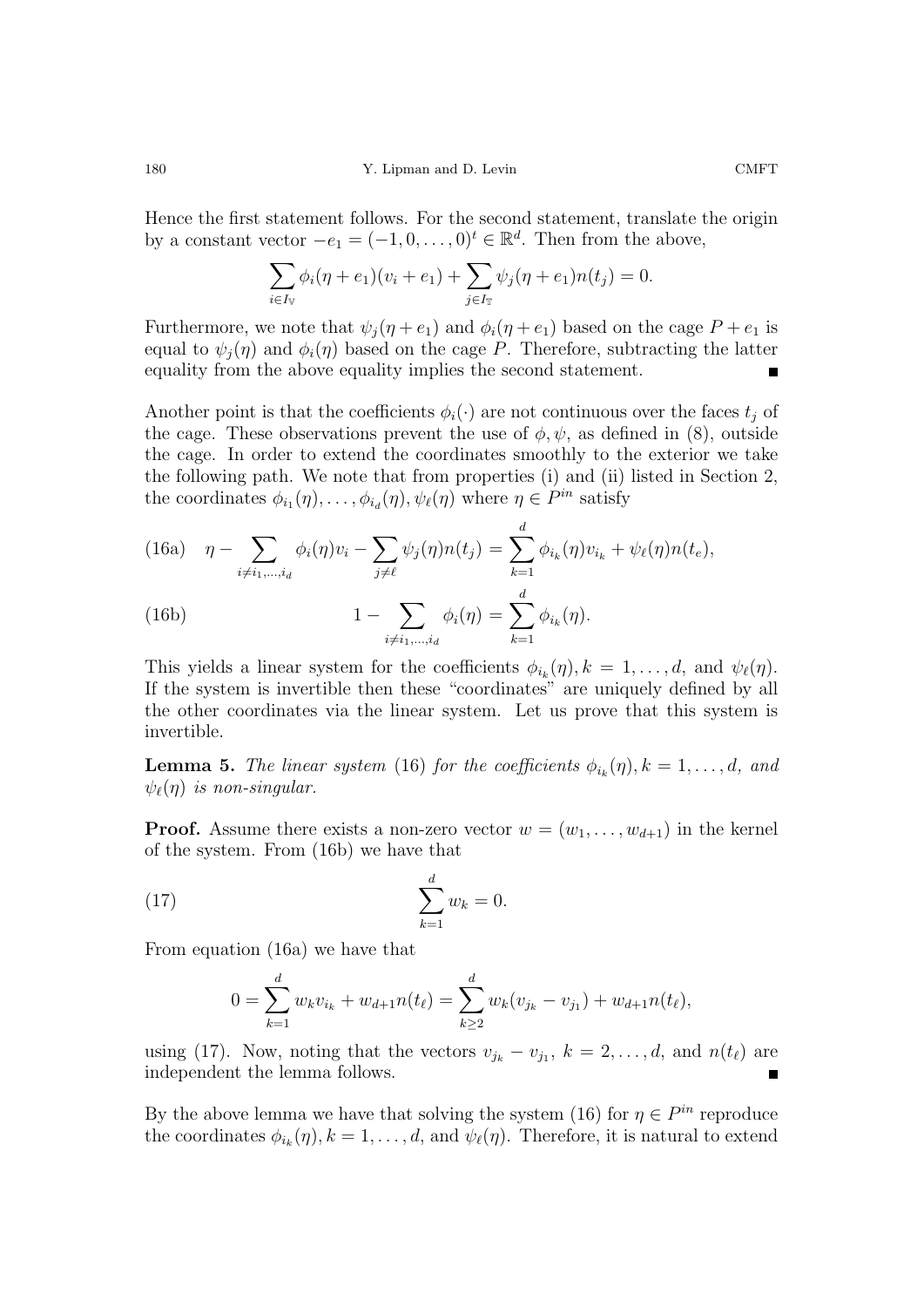Hence the first statement follows. For the second statement, translate the origin by a constant vector $-e_1 = (-1, 0, \ldots, 0)^t \in \mathbb{R}^d$. Then from the above,

$$\sum_{i \in I_{\mathbb{V}}} \phi_i(\eta + e_1)(v_i + e_1) + \sum_{j \in I_{\mathbb{T}}} \psi_j(\eta + e_1) n(t_j) = 0.$$

Furthermore, we note that $\psi_j(\eta + e_1)$ and $\phi_i(\eta + e_1)$ based on the cage $P + e_1$ is equal to $\psi_j(\eta)$ and $\phi_i(\eta)$ based on the cage $P$. Therefore, subtracting the latter equality from the above equality implies the second statement. ∎

Another point is that the coefficients $\phi_i(\cdot)$ are not continuous over the faces $t_j$ of the cage. These observations prevent the use of $\phi, \psi$, as defined in (8), outside the cage. In order to extend the coordinates smoothly to the exterior we take the following path. We note that from properties (i) and (ii) listed in Section 2, the coordinates $\phi_{i_1}(\eta), \ldots, \phi_{i_d}(\eta), \psi_\ell(\eta)$ where $\eta \in P^{in}$ satisfy

$$\eta - \sum_{i \neq i_1, \ldots, i_d} \phi_i(\eta) v_i - \sum_{j \neq \ell} \psi_j(\eta) n(t_j) = \sum_{k=1}^{d} \phi_{i_k}(\eta) v_{i_k} + \psi_\ell(\eta) n(t_e), \tag{16a}$$

$$1 - \sum_{i \neq i_1, \ldots, i_d} \phi_i(\eta) = \sum_{k=1}^{d} \phi_{i_k}(\eta). \tag{16b}$$

This yields a linear system for the coefficients $\phi_{i_k}(\eta), k = 1, \ldots, d$, and $\psi_\ell(\eta)$. If the system is invertible then these "coordinates" are uniquely defined by all the other coordinates via the linear system. Let us prove that this system is invertible.

**Lemma 5.** *The linear system* (16) *for the coefficients* $\phi_{i_k}(\eta), k = 1, \ldots, d$, *and* $\psi_\ell(\eta)$ *is non-singular.*

**Proof.** Assume there exists a non-zero vector $w = (w_1, \ldots, w_{d+1})$ in the kernel of the system. From (16b) we have that

$$\sum_{k=1}^{d} w_k = 0. \tag{17}$$

From equation (16a) we have that

$$0 = \sum_{k=1}^{d} w_k v_{i_k} + w_{d+1} n(t_\ell) = \sum_{k \geq 2}^{d} w_k (v_{j_k} - v_{j_1}) + w_{d+1} n(t_\ell),$$

using (17). Now, noting that the vectors $v_{j_k} - v_{j_1}$, $k = 2, \ldots, d$, and $n(t_\ell)$ are independent the lemma follows. ∎

By the above lemma we have that solving the system (16) for $\eta \in P^{in}$ reproduce the coordinates $\phi_{i_k}(\eta), k = 1, \ldots, d$, and $\psi_\ell(\eta)$. Therefore, it is natural to extend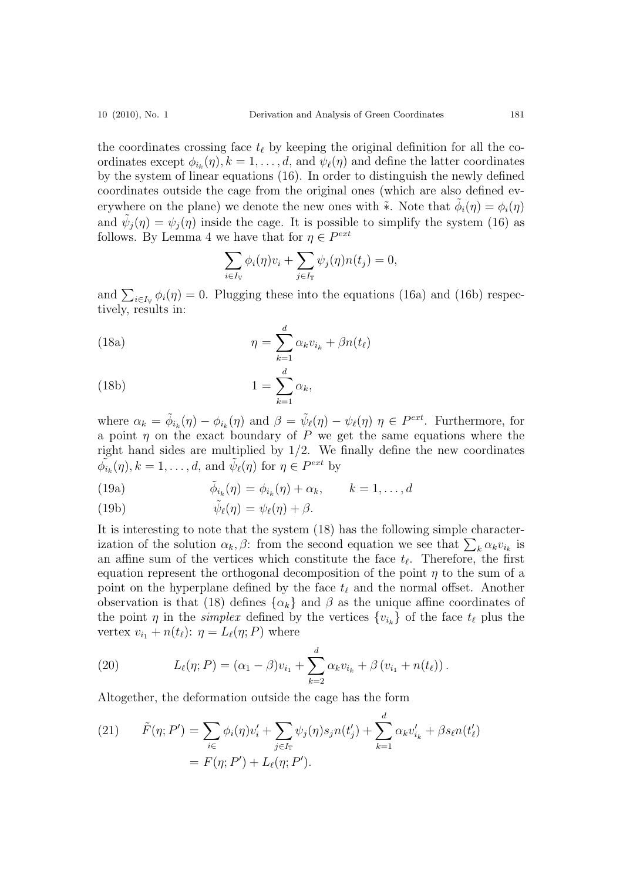the coordinates crossing face $t_\ell$ by keeping the original definition for all the coordinates except $\phi_{i_k}(\eta), k = 1, \ldots, d$, and $\psi_\ell(\eta)$ and define the latter coordinates by the system of linear equations (16). In order to distinguish the newly defined coordinates outside the cage from the original ones (which are also defined everywhere on the plane) we denote the new ones with $\tilde{*}$. Note that $\tilde{\phi}_i(\eta) = \phi_i(\eta)$ and $\tilde{\psi}_j(\eta) = \psi_j(\eta)$ inside the cage. It is possible to simplify the system (16) as follows. By Lemma 4 we have that for $\eta \in P^{ext}$

$$\sum_{i \in I_{\mathbb{V}}} \phi_i(\eta) v_i + \sum_{j \in I_{\mathbb{T}}} \psi_j(\eta) n(t_j) = 0,$$

and $\sum_{i \in I_{\mathbb{V}}} \phi_i(\eta) = 0$. Plugging these into the equations (16a) and (16b) respectively, results in:

$$\eta = \sum_{k=1}^{d} \alpha_k v_{i_k} + \beta n(t_\ell) \tag{18a}$$

$$1 = \sum_{k=1}^{d} \alpha_k, \tag{18b}$$

where $\alpha_k = \tilde{\phi}_{i_k}(\eta) - \phi_{i_k}(\eta)$ and $\beta = \tilde{\psi}_\ell(\eta) - \psi_\ell(\eta)$ $\eta \in P^{ext}$. Furthermore, for a point $\eta$ on the exact boundary of $P$ we get the same equations where the right hand sides are multiplied by $1/2$. We finally define the new coordinates $\tilde{\phi_{i_k}}(\eta), k = 1, \ldots, d$, and $\tilde{\psi_\ell}(\eta)$ for $\eta \in P^{ext}$ by

$$\tilde{\phi}_{i_k}(\eta) = \phi_{i_k}(\eta) + \alpha_k, \qquad k = 1, \ldots, d \tag{19a}$$

$$\tilde{\psi}_\ell(\eta) = \psi_\ell(\eta) + \beta. \tag{19b}$$

It is interesting to note that the system (18) has the following simple characterization of the solution $\alpha_k, \beta$: from the second equation we see that $\sum_k \alpha_k v_{i_k}$ is an affine sum of the vertices which constitute the face $t_\ell$. Therefore, the first equation represent the orthogonal decomposition of the point $\eta$ to the sum of a point on the hyperplane defined by the face $t_\ell$ and the normal offset. Another observation is that (18) defines $\{\alpha_k\}$ and $\beta$ as the unique affine coordinates of the point $\eta$ in the *simplex* defined by the vertices $\{v_{i_k}\}$ of the face $t_\ell$ plus the vertex $v_{i_1} + n(t_\ell)$: $\eta = L_\ell(\eta; P)$ where

$$L_\ell(\eta; P) = (\alpha_1 - \beta) v_{i_1} + \sum_{k=2}^{d} \alpha_k v_{i_k} + \beta \left( v_{i_1} + n(t_\ell) \right). \tag{20}$$

Altogether, the deformation outside the cage has the form

$$\begin{aligned} \tilde{F}(\eta; P') &= \sum_{i \in} \phi_i(\eta) v'_i + \sum_{j \in I_{\mathbb{T}}} \psi_j(\eta) s_j n(t'_j) + \sum_{k=1}^{d} \alpha_k v'_{i_k} + \beta s_\ell n(t'_\ell) \\ &= F(\eta; P') + L_\ell(\eta; P'). \end{aligned} \tag{21}$$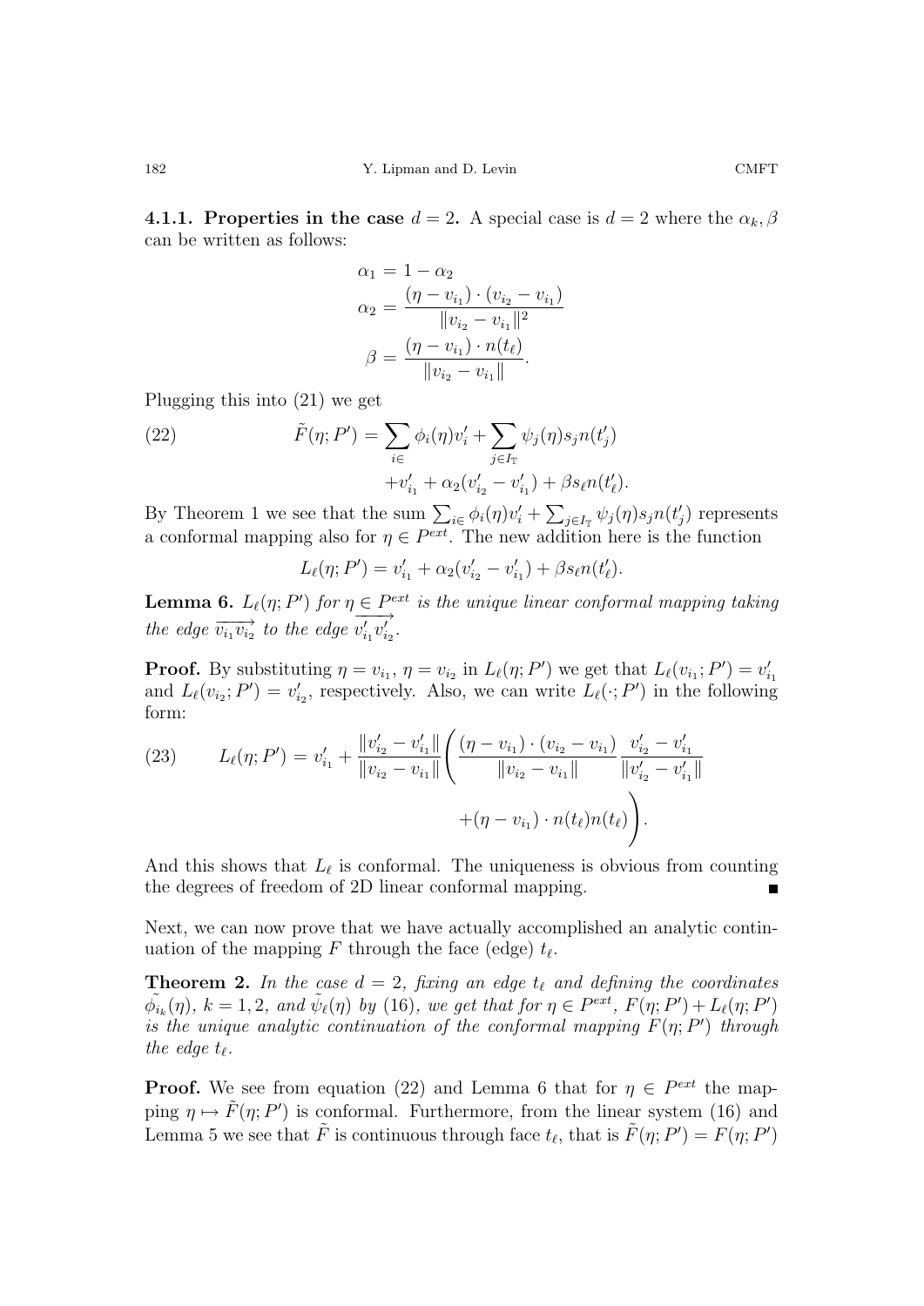**4.1.1. Properties in the case $d = 2$.** A special case is $d = 2$ where the $\alpha_k, \beta$ can be written as follows:

$$\alpha_1 = 1 - \alpha_2$$

$$\alpha_2 = \frac{(\eta - v_{i_1}) \cdot (v_{i_2} - v_{i_1})}{\|v_{i_2} - v_{i_1}\|^2}$$

$$\beta = \frac{(\eta - v_{i_1}) \cdot n(t_\ell)}{\|v_{i_2} - v_{i_1}\|}.$$

Plugging this into (21) we get

$$\tilde{F}(\eta; P') = \sum_{i \in} \phi_i(\eta) v_i' + \sum_{j \in I_{\mathbb{T}}} \psi_j(\eta) s_j n(t_j') + v_{i_1}' + \alpha_2 (v_{i_2}' - v_{i_1}') + \beta s_\ell n(t_\ell'). \tag{22}$$

By Theorem 1 we see that the sum $\sum_{i \in} \phi_i(\eta) v_i' + \sum_{j \in I_{\mathbb{T}}} \psi_j(\eta) s_j n(t_j')$ represents a conformal mapping also for $\eta \in P^{ext}$. The new addition here is the function

$$L_\ell(\eta; P') = v_{i_1}' + \alpha_2 (v_{i_2}' - v_{i_1}') + \beta s_\ell n(t_\ell').$$

**Lemma 6.** *$L_\ell(\eta; P')$ for $\eta \in P^{ext}$ is the unique linear conformal mapping taking the edge $\overrightarrow{v_{i_1} v_{i_2}}$ to the edge $\overrightarrow{v_{i_1}' v_{i_2}'}$.*

**Proof.** By substituting $\eta = v_{i_1}$, $\eta = v_{i_2}$ in $L_\ell(\eta; P')$ we get that $L_\ell(v_{i_1}; P') = v_{i_1}'$ and $L_\ell(v_{i_2}; P') = v_{i_2}'$, respectively. Also, we can write $L_\ell(\cdot; P')$ in the following form:

$$L_\ell(\eta; P') = v_{i_1}' + \frac{\|v_{i_2}' - v_{i_1}'\|}{\|v_{i_2} - v_{i_1}\|} \Bigg( \frac{(\eta - v_{i_1}) \cdot (v_{i_2} - v_{i_1})}{\|v_{i_2} - v_{i_1}\|} \frac{v_{i_2}' - v_{i_1}'}{\|v_{i_2}' - v_{i_1}'\|} + (\eta - v_{i_1}) \cdot n(t_\ell) n(t_\ell) \Bigg). \tag{23}$$

And this shows that $L_\ell$ is conformal. The uniqueness is obvious from counting the degrees of freedom of 2D linear conformal mapping. ∎

Next, we can now prove that we have actually accomplished an analytic continuation of the mapping $F$ through the face (edge) $t_\ell$.

**Theorem 2.** *In the case $d = 2$, fixing an edge $t_\ell$ and defining the coordinates $\tilde{\phi_{i_k}}(\eta)$, $k = 1, 2$, and $\tilde{\psi}_\ell(\eta)$ by (16), we get that for $\eta \in P^{ext}$, $F(\eta; P') + L_\ell(\eta; P')$ is the unique analytic continuation of the conformal mapping $F(\eta; P')$ through the edge $t_\ell$.*

**Proof.** We see from equation (22) and Lemma 6 that for $\eta \in P^{ext}$ the mapping $\eta \mapsto \tilde{F}(\eta; P')$ is conformal. Furthermore, from the linear system (16) and Lemma 5 we see that $\tilde{F}$ is continuous through face $t_\ell$, that is $\tilde{F}(\eta; P') = F(\eta; P')$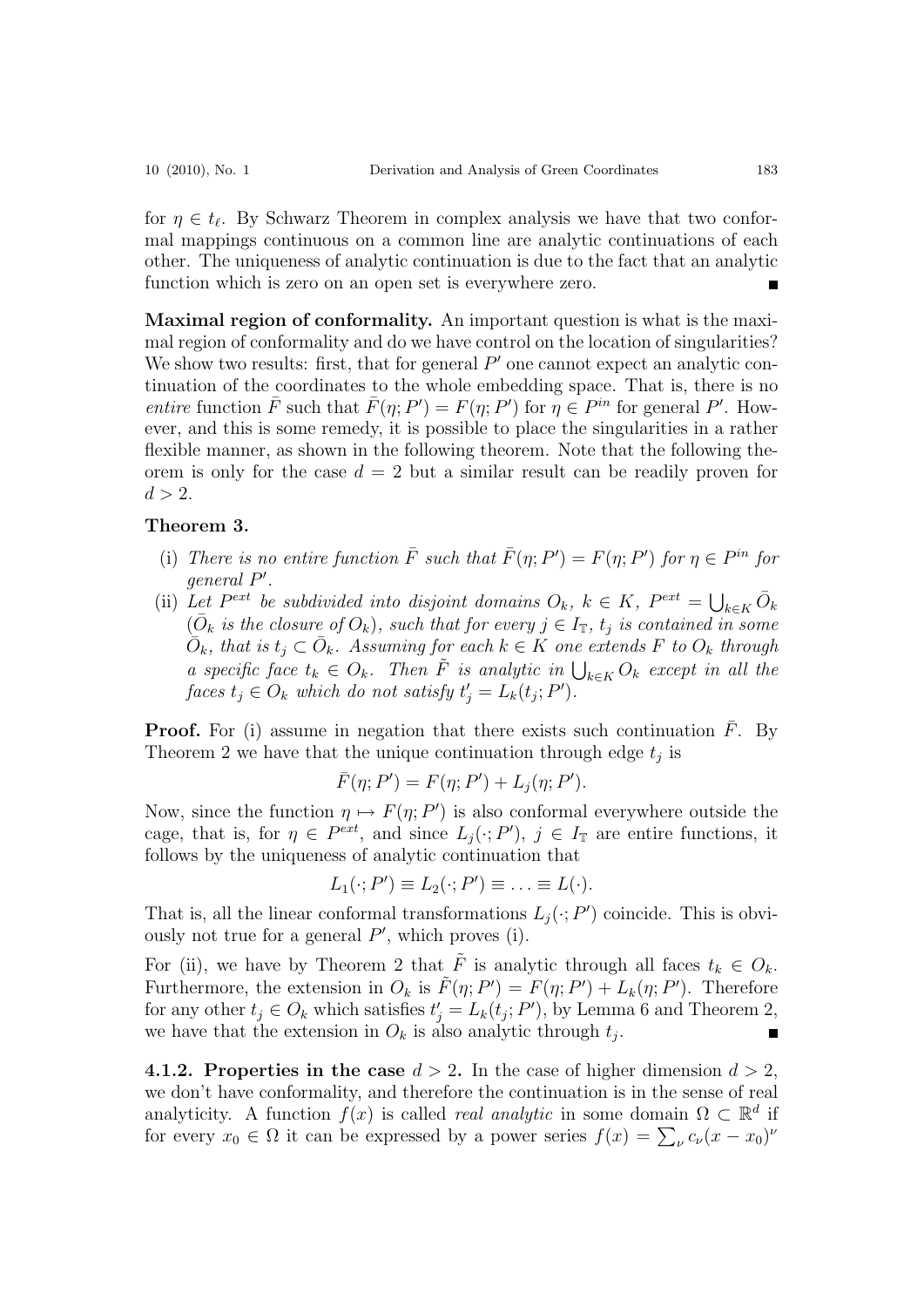for $\eta \in t_\ell$. By Schwarz Theorem in complex analysis we have that two conformal mappings continuous on a common line are analytic continuations of each other. The uniqueness of analytic continuation is due to the fact that an analytic function which is zero on an open set is everywhere zero. ∎

**Maximal region of conformality.** An important question is what is the maximal region of conformality and do we have control on the location of singularities? We show two results: first, that for general $P'$ one cannot expect an analytic continuation of the coordinates to the whole embedding space. That is, there is no *entire* function $\bar{F}$ such that $\bar{F}(\eta; P') = F(\eta; P')$ for $\eta \in P^{in}$ for general $P'$. However, and this is some remedy, it is possible to place the singularities in a rather flexible manner, as shown in the following theorem. Note that the following theorem is only for the case $d = 2$ but a similar result can be readily proven for $d > 2$.

**Theorem 3.**

- (i) *There is no entire function $\bar{F}$ such that $\bar{F}(\eta; P') = F(\eta; P')$ for $\eta \in P^{in}$ for general $P'$.*
- (ii) *Let $P^{ext}$ be subdivided into disjoint domains $O_k$, $k \in K$, $P^{ext} = \bigcup_{k \in K} \bar{O}_k$ ($\bar{O}_k$ is the closure of $O_k$), such that for every $j \in I_{\mathbb{T}}$, $t_j$ is contained in some $\bar{O}_k$, that is $t_j \subset \bar{O}_k$. Assuming for each $k \in K$ one extends $F$ to $O_k$ through a specific face $t_k \in O_k$. Then $\tilde{F}$ is analytic in $\bigcup_{k \in K} O_k$ except in all the faces $t_j \in O_k$ which do not satisfy $t'_j = L_k(t_j; P')$.*

**Proof.** For (i) assume in negation that there exists such continuation $\bar{F}$. By Theorem 2 we have that the unique continuation through edge $t_j$ is

$$\bar{F}(\eta; P') = F(\eta; P') + L_j(\eta; P').$$

Now, since the function $\eta \mapsto F(\eta; P')$ is also conformal everywhere outside the cage, that is, for $\eta \in P^{ext}$, and since $L_j(\cdot; P')$, $j \in I_{\mathbb{T}}$ are entire functions, it follows by the uniqueness of analytic continuation that

$$L_1(\cdot; P') \equiv L_2(\cdot; P') \equiv \ldots \equiv L(\cdot).$$

That is, all the linear conformal transformations $L_j(\cdot; P')$ coincide. This is obviously not true for a general $P'$, which proves (i).

For (ii), we have by Theorem 2 that $\tilde{F}$ is analytic through all faces $t_k \in O_k$. Furthermore, the extension in $O_k$ is $\tilde{F}(\eta; P') = F(\eta; P') + L_k(\eta; P')$. Therefore for any other $t_j \in O_k$ which satisfies $t'_j = L_k(t_j; P')$, by Lemma 6 and Theorem 2, we have that the extension in $O_k$ is also analytic through $t_j$. ∎

**4.1.2. Properties in the case $d > 2$.** In the case of higher dimension $d > 2$, we don't have conformality, and therefore the continuation is in the sense of real analyticity. A function $f(x)$ is called *real analytic* in some domain $\Omega \subset \mathbb{R}^d$ if for every $x_0 \in \Omega$ it can be expressed by a power series $f(x) = \sum_\nu c_\nu (x - x_0)^\nu$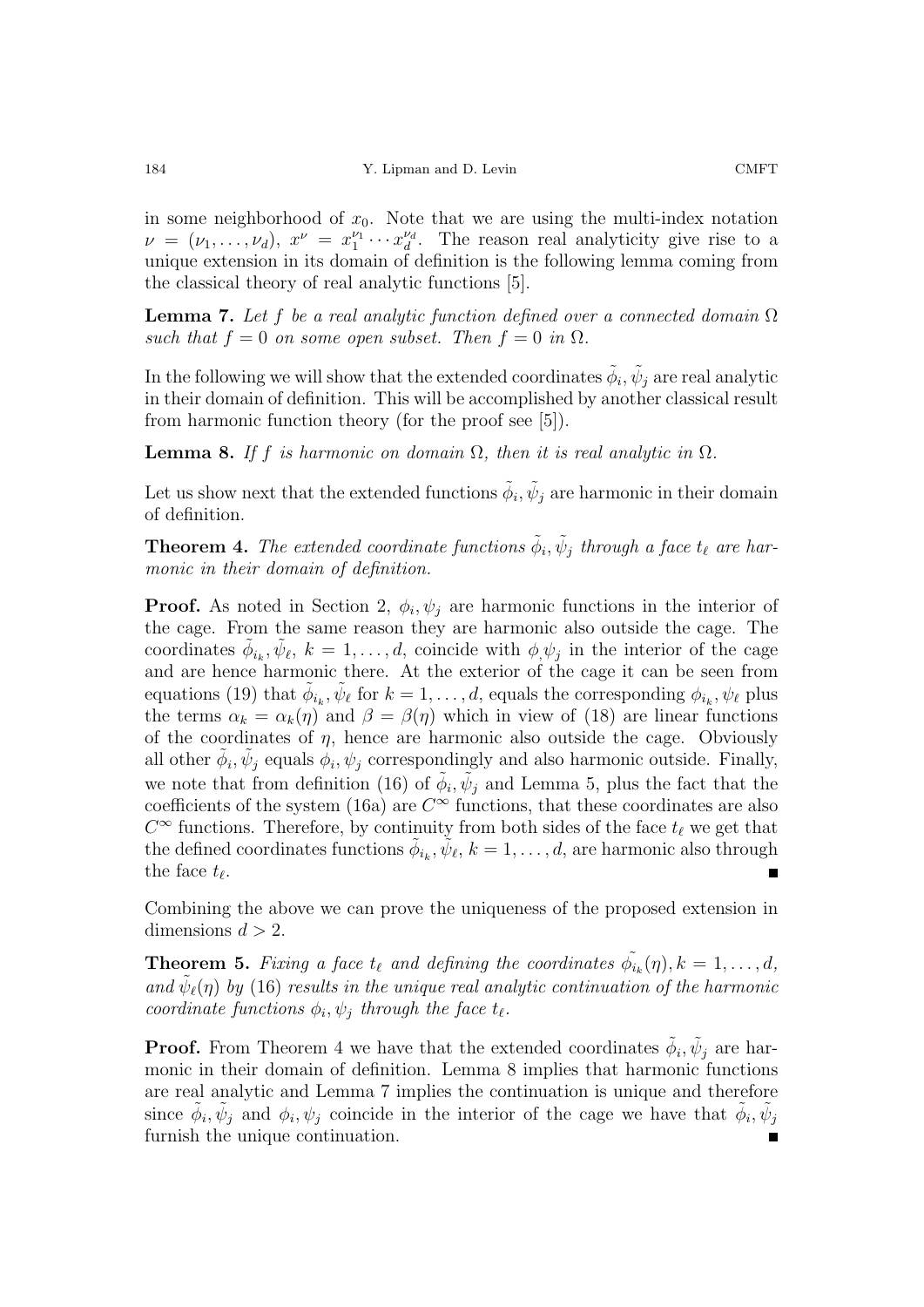in some neighborhood of $x_0$. Note that we are using the multi-index notation $\nu = (\nu_1, \ldots, \nu_d)$, $x^\nu = x_1^{\nu_1} \cdots x_d^{\nu_d}$. The reason real analyticity give rise to a unique extension in its domain of definition is the following lemma coming from the classical theory of real analytic functions [5].

**Lemma 7.** *Let $f$ be a real analytic function defined over a connected domain $\Omega$ such that $f = 0$ on some open subset. Then $f = 0$ in $\Omega$.*

In the following we will show that the extended coordinates $\tilde{\phi}_i, \tilde{\psi}_j$ are real analytic in their domain of definition. This will be accomplished by another classical result from harmonic function theory (for the proof see [5]).

**Lemma 8.** *If $f$ is harmonic on domain $\Omega$, then it is real analytic in $\Omega$.*

Let us show next that the extended functions $\tilde{\phi}_i, \tilde{\psi}_j$ are harmonic in their domain of definition.

**Theorem 4.** *The extended coordinate functions $\tilde{\phi}_i, \tilde{\psi}_j$ through a face $t_\ell$ are harmonic in their domain of definition.*

**Proof.** As noted in Section 2, $\phi_i, \psi_j$ are harmonic functions in the interior of the cage. From the same reason they are harmonic also outside the cage. The coordinates $\tilde{\phi}_{i_k}, \tilde{\psi}_\ell$, $k = 1, \ldots, d$, coincide with $\phi, \psi_j$ in the interior of the cage and are hence harmonic there. At the exterior of the cage it can be seen from equations (19) that $\tilde{\phi}_{i_k}, \tilde{\psi}_\ell$ for $k = 1, \ldots, d$, equals the corresponding $\phi_{i_k}, \psi_\ell$ plus the terms $\alpha_k = \alpha_k(\eta)$ and $\beta = \beta(\eta)$ which in view of (18) are linear functions of the coordinates of $\eta$, hence are harmonic also outside the cage. Obviously all other $\tilde{\phi}_i, \tilde{\psi}_j$ equals $\phi_i, \psi_j$ correspondingly and also harmonic outside. Finally, we note that from definition (16) of $\tilde{\phi}_i, \tilde{\psi}_j$ and Lemma 5, plus the fact that the coefficients of the system (16a) are $C^\infty$ functions, that these coordinates are also $C^\infty$ functions. Therefore, by continuity from both sides of the face $t_\ell$ we get that the defined coordinates functions $\tilde{\phi}_{i_k}, \tilde{\psi}_\ell$, $k = 1, \ldots, d$, are harmonic also through the face $t_\ell$. ∎

Combining the above we can prove the uniqueness of the proposed extension in dimensions $d > 2$.

**Theorem 5.** *Fixing a face $t_\ell$ and defining the coordinates $\tilde{\phi_{i_k}}(\eta), k = 1, \ldots, d$, and $\tilde{\psi}_\ell(\eta)$ by (16) results in the unique real analytic continuation of the harmonic coordinate functions $\phi_i, \psi_j$ through the face $t_\ell$.*

**Proof.** From Theorem 4 we have that the extended coordinates $\tilde{\phi}_i, \tilde{\psi}_j$ are harmonic in their domain of definition. Lemma 8 implies that harmonic functions are real analytic and Lemma 7 implies the continuation is unique and therefore since $\tilde{\phi}_i, \tilde{\psi}_j$ and $\phi_i, \psi_j$ coincide in the interior of the cage we have that $\tilde{\phi}_i, \tilde{\psi}_j$ furnish the unique continuation. ∎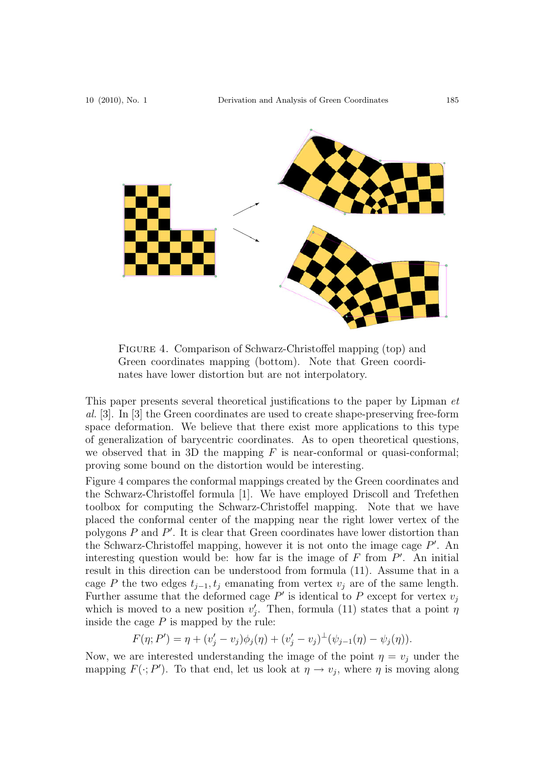Figure 4. Comparison of Schwarz-Christoffel mapping (top) and Green coordinates mapping (bottom). Note that Green coordinates have lower distortion but are not interpolatory.

This paper presents several theoretical justifications to the paper by Lipman *et al.* [3]. In [3] the Green coordinates are used to create shape-preserving free-form space deformation. We believe that there exist more applications to this type of generalization of barycentric coordinates. As to open theoretical questions, we observed that in 3D the mapping $F$ is near-conformal or quasi-conformal; proving some bound on the distortion would be interesting.

Figure 4 compares the conformal mappings created by the Green coordinates and the Schwarz-Christoffel formula [1]. We have employed Driscoll and Trefethen toolbox for computing the Schwarz-Christoffel mapping. Note that we have placed the conformal center of the mapping near the right lower vertex of the polygons $P$ and $P'$. It is clear that Green coordinates have lower distortion than the Schwarz-Christoffel mapping, however it is not onto the image cage $P'$. An interesting question would be: how far is the image of $F$ from $P'$. An initial result in this direction can be understood from formula (11). Assume that in a cage $P$ the two edges $t_{j-1}, t_j$ emanating from vertex $v_j$ are of the same length. Further assume that the deformed cage $P'$ is identical to $P$ except for vertex $v_j$ which is moved to a new position $v_j'$. Then, formula (11) states that a point $\eta$ inside the cage $P$ is mapped by the rule:

$$F(\eta; P') = \eta + (v_j' - v_j)\phi_j(\eta) + (v_j' - v_j)^{\perp}(\psi_{j-1}(\eta) - \psi_j(\eta)).$$

Now, we are interested understanding the image of the point $\eta = v_j$ under the mapping $F(\cdot; P')$. To that end, let us look at $\eta \to v_j$, where $\eta$ is moving along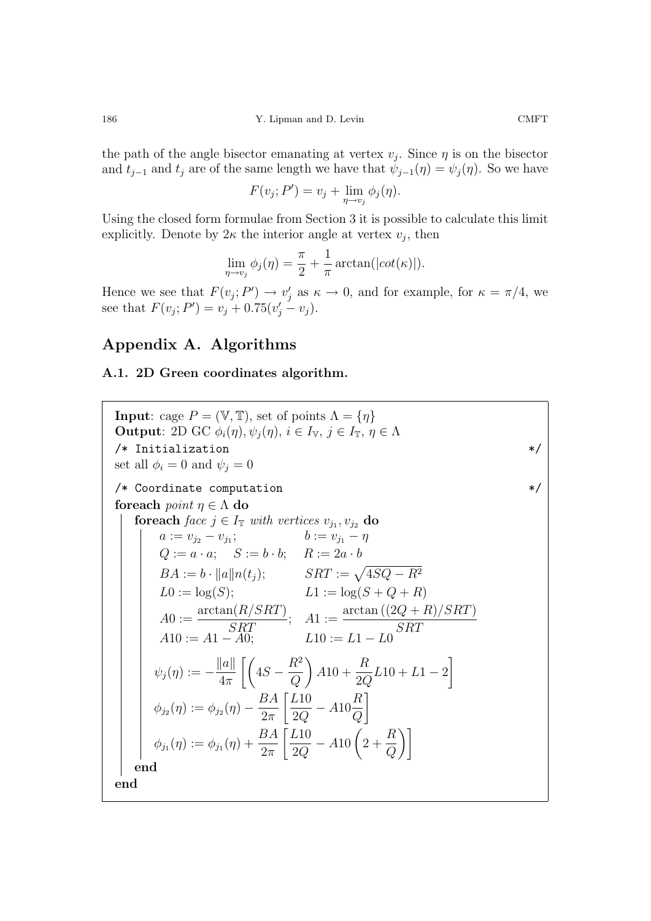the path of the angle bisector emanating at vertex $v_j$. Since $\eta$ is on the bisector and $t_{j-1}$ and $t_j$ are of the same length we have that $\psi_{j-1}(\eta) = \psi_j(\eta)$. So we have

$$F(v_j; P') = v_j + \lim_{\eta \to v_j} \phi_j(\eta).$$

Using the closed form formulae from Section 3 it is possible to calculate this limit explicitly. Denote by $2\kappa$ the interior angle at vertex $v_j$, then

$$\lim_{\eta \to v_j} \phi_j(\eta) = \frac{\pi}{2} + \frac{1}{\pi} \arctan(|cot(\kappa)|).$$

Hence we see that $F(v_j; P') \to v'_j$ as $\kappa \to 0$, and for example, for $\kappa = \pi/4$, we see that $F(v_j; P') = v_j + 0.75(v'_j - v_j)$.

## Appendix A. Algorithms

### A.1. 2D Green coordinates algorithm.

**Input**: cage $P = (\mathbb{V}, \mathbb{T})$, set of points $\Lambda = \{\eta\}$
**Output**: 2D GC $\phi_i(\eta), \psi_j(\eta)$, $i \in I_{\mathbb{V}}$, $j \in I_{\mathbb{T}}$, $\eta \in \Lambda$

```
/* Initialization */
```

set all $\phi_i = 0$ and $\psi_j = 0$

```
/* Coordinate computation */
```

**foreach** *point* $\eta \in \Lambda$ **do**

  **foreach** *face* $j \in I_{\mathbb{T}}$ *with vertices* $v_{j_1}, v_{j_2}$ **do**

  $a := v_{j_2} - v_{j_1}$;  $b := v_{j_1} - \eta$

  $Q := a \cdot a$;  $S := b \cdot b$;  $R := 2a \cdot b$

  $BA := b \cdot \|a\| n(t_j)$;  $SRT := \sqrt{4SQ - R^2}$

  $L0 := \log(S)$;  $L1 := \log(S + Q + R)$

  $A0 := \dfrac{\arctan(R/SRT)}{SRT}$;  $A1 := \dfrac{\arctan((2Q + R)/SRT)}{SRT}$

  $A10 := A1 - A0$;  $L10 := L1 - L0$

  $$\psi_j(\eta) := -\frac{\|a\|}{4\pi}\left[\left(4S - \frac{R^2}{Q}\right) A10 + \frac{R}{2Q} L10 + L1 - 2\right]$$

  $$\phi_{j_2}(\eta) := \phi_{j_2}(\eta) - \frac{BA}{2\pi}\left[\frac{L10}{2Q} - A10 \frac{R}{Q}\right]$$

  $$\phi_{j_1}(\eta) := \phi_{j_1}(\eta) + \frac{BA}{2\pi}\left[\frac{L10}{2Q} - A10\left(2 + \frac{R}{Q}\right)\right]$$

  **end**

**end**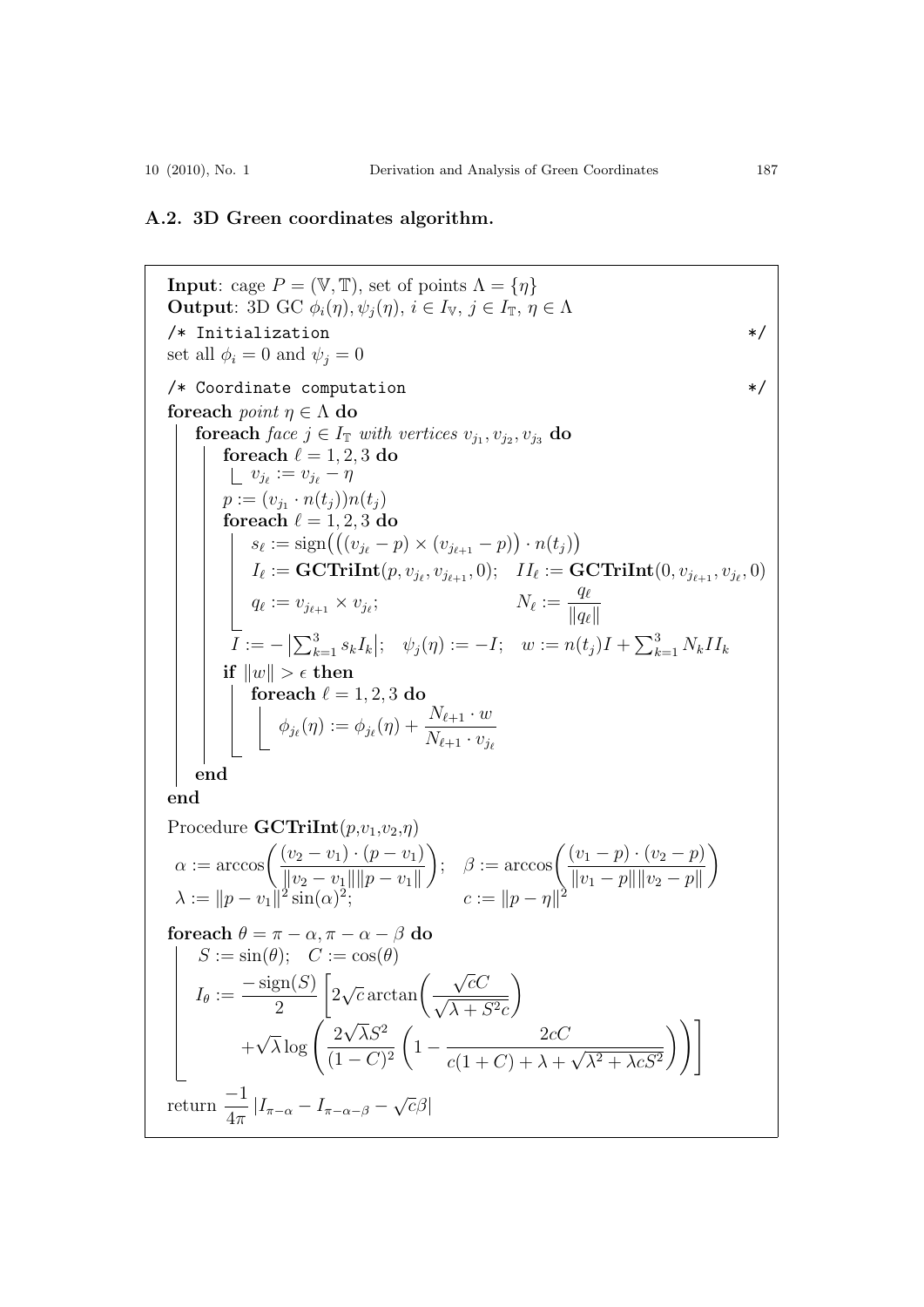### A.2. 3D Green coordinates algorithm.

**Input**: cage $P = (\mathbb{V}, \mathbb{T})$, set of points $\Lambda = \{\eta\}$
**Output**: 3D GC $\phi_i(\eta), \psi_j(\eta)$, $i \in I_{\mathbb{V}}$, $j \in I_{\mathbb{T}}$, $\eta \in \Lambda$

```
/* Initialization                                                    */
```

set all $\phi_i = 0$ and $\psi_j = 0$

```
/* Coordinate computation                                            */
```

**foreach** *point* $\eta \in \Lambda$ **do**

- **foreach** *face* $j \in I_{\mathbb{T}}$ *with vertices* $v_{j_1}, v_{j_2}, v_{j_3}$ **do**
  - **foreach** $\ell = 1, 2, 3$ **do**
    - $v_{j_\ell} := v_{j_\ell} - \eta$
  - $p := (v_{j_1} \cdot n(t_j))n(t_j)$
  - **foreach** $\ell = 1, 2, 3$ **do**
    - $s_\ell := \operatorname{sign}\big(\big((v_{j_\ell} - p) \times (v_{j_{\ell+1}} - p)\big) \cdot n(t_j)\big)$
    - $I_\ell := \mathbf{GCTriInt}(p, v_{j_\ell}, v_{j_{\ell+1}}, 0)$; $\quad II_\ell := \mathbf{GCTriInt}(0, v_{j_{\ell+1}}, v_{j_\ell}, 0)$
    - $q_\ell := v_{j_{\ell+1}} \times v_{j_\ell}$; $\quad N_\ell := \dfrac{q_\ell}{\|q_\ell\|}$
  - $I := -\left|\sum_{k=1}^{3} s_k I_k\right|$; $\quad \psi_j(\eta) := -I$; $\quad w := n(t_j)I + \sum_{k=1}^{3} N_k II_k$
  - **if** $\|w\| > \epsilon$ **then**
    - **foreach** $\ell = 1, 2, 3$ **do**
      - $\phi_{j_\ell}(\eta) := \phi_{j_\ell}(\eta) + \dfrac{N_{\ell+1} \cdot w}{N_{\ell+1} \cdot v_{j_\ell}}$
- **end**

**end**

Procedure $\mathbf{GCTriInt}(p, v_1, v_2, \eta)$

$$\alpha := \arccos\left(\frac{(v_2 - v_1) \cdot (p - v_1)}{\|v_2 - v_1\|\|p - v_1\|}\right); \quad \beta := \arccos\left(\frac{(v_1 - p) \cdot (v_2 - p)}{\|v_1 - p\|\|v_2 - p\|}\right)$$

$$\lambda := \|p - v_1\|^2 \sin(\alpha)^2; \qquad c := \|p - \eta\|^2$$

**foreach** $\theta = \pi - \alpha, \pi - \alpha - \beta$ **do**

- $S := \sin(\theta)$; $\quad C := \cos(\theta)$

$$I_\theta := \frac{-\operatorname{sign}(S)}{2}\left[2\sqrt{c}\arctan\left(\frac{\sqrt{c}C}{\sqrt{\lambda + S^2 c}}\right) + \sqrt{\lambda}\log\left(\frac{2\sqrt{\lambda}S^2}{(1-C)^2}\left(1 - \frac{2cC}{c(1+C) + \lambda + \sqrt{\lambda^2 + \lambda c S^2}}\right)\right)\right]$$

return $\dfrac{-1}{4\pi}\left|I_{\pi-\alpha} - I_{\pi-\alpha-\beta} - \sqrt{c}\beta\right|$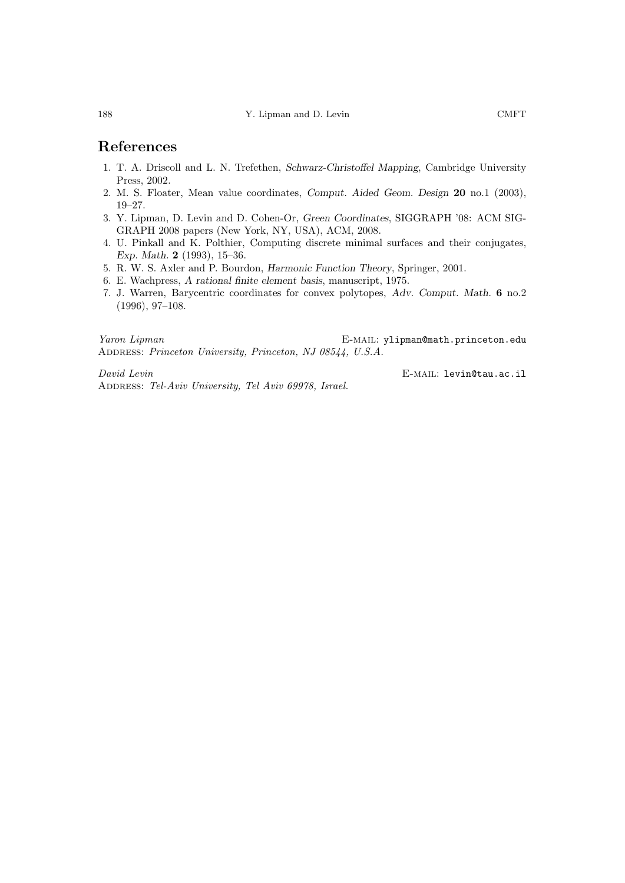## References

1. T. A. Driscoll and L. N. Trefethen, *Schwarz-Christoffel Mapping*, Cambridge University Press, 2002.
2. M. S. Floater, Mean value coordinates, *Comput. Aided Geom. Design* **20** no.1 (2003), 19–27.
3. Y. Lipman, D. Levin and D. Cohen-Or, *Green Coordinates*, SIGGRAPH '08: ACM SIGGRAPH 2008 papers (New York, NY, USA), ACM, 2008.
4. U. Pinkall and K. Polthier, Computing discrete minimal surfaces and their conjugates, *Exp. Math.* **2** (1993), 15–36.
5. R. W. S. Axler and P. Bourdon, *Harmonic Function Theory*, Springer, 2001.
6. E. Wachpress, *A rational finite element basis*, manuscript, 1975.
7. J. Warren, Barycentric coordinates for convex polytopes, *Adv. Comput. Math.* **6** no.2 (1996), 97–108.

*Yaron Lipman* E-MAIL: `ylipman@math.princeton.edu`
ADDRESS: *Princeton University, Princeton, NJ 08544, U.S.A.*

*David Levin* E-MAIL: `levin@tau.ac.il`
ADDRESS: *Tel-Aviv University, Tel Aviv 69978, Israel.*